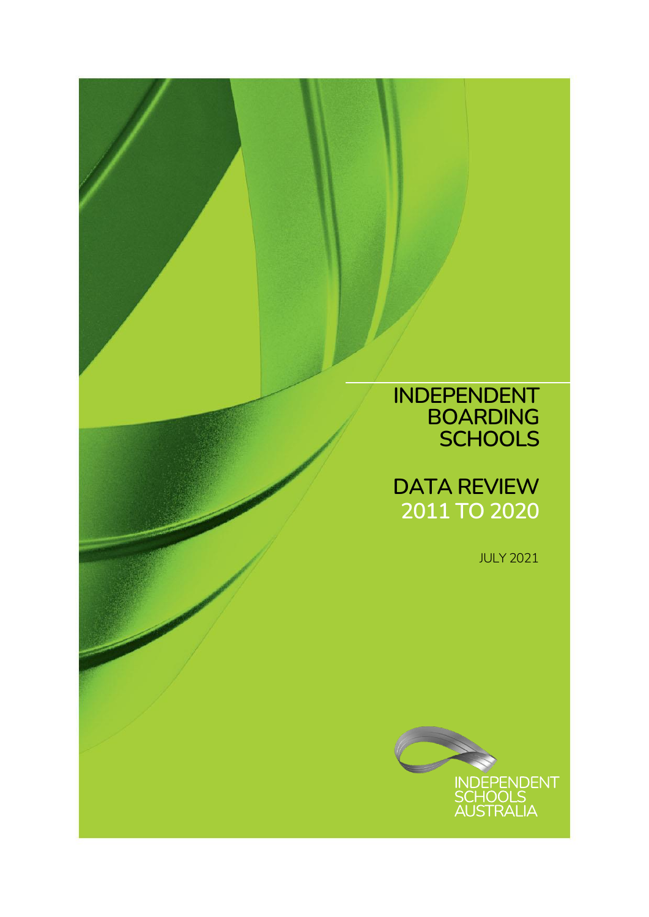# INDEPENDENT BOARDING SCHOOLS

## DATA REVIEW 2011 TO 2020

JULY 2021

INDEPENDENT SCHOOLS AUSTRALIA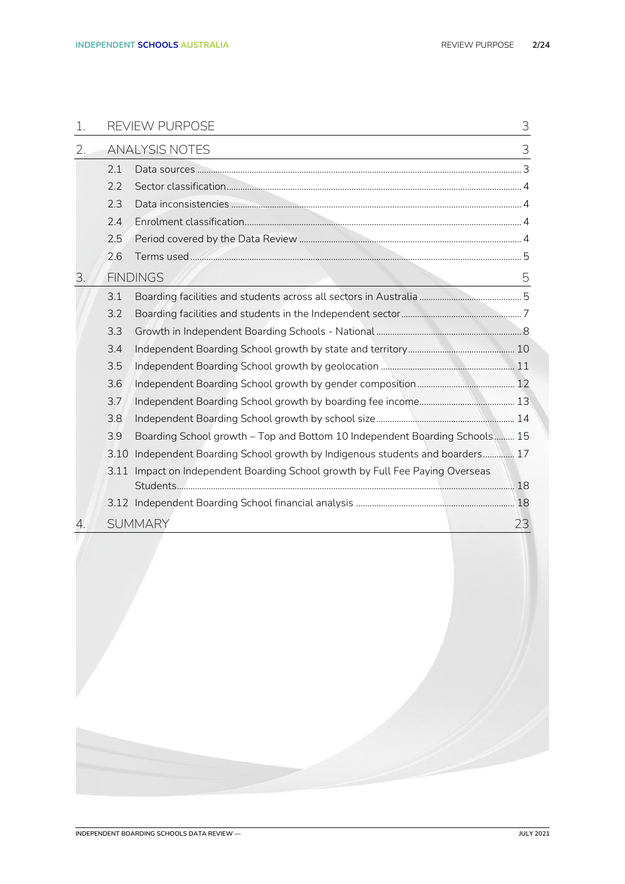| | | |
|---|---|---|
| 1. | REVIEW PURPOSE | 3 |
| 2. | ANALYSIS NOTES | 3 |
| | 2.1 Data sources | 3 |
| | 2.2 Sector classification | 4 |
| | 2.3 Data inconsistencies | 4 |
| | 2.4 Enrolment classification | 4 |
| | 2.5 Period covered by the Data Review | 4 |
| | 2.6 Terms used | 5 |
| 3. | FINDINGS | 5 |
| | 3.1 Boarding facilities and students across all sectors in Australia | 5 |
| | 3.2 Boarding facilities and students in the Independent sector | 7 |
| | 3.3 Growth in Independent Boarding Schools - National | 8 |
| | 3.4 Independent Boarding School growth by state and territory | 10 |
| | 3.5 Independent Boarding School growth by geolocation | 11 |
| | 3.6 Independent Boarding School growth by gender composition | 12 |
| | 3.7 Independent Boarding School growth by boarding fee income | 13 |
| | 3.8 Independent Boarding School growth by school size | 14 |
| | 3.9 Boarding School growth – Top and Bottom 10 Independent Boarding Schools | 15 |
| | 3.10 Independent Boarding School growth by Indigenous students and boarders | 17 |
| | 3.11 Impact on Independent Boarding School growth by Full Fee Paying Overseas Students | 18 |
| | 3.12 Independent Boarding School financial analysis | 18 |
| 4. | SUMMARY | 23 |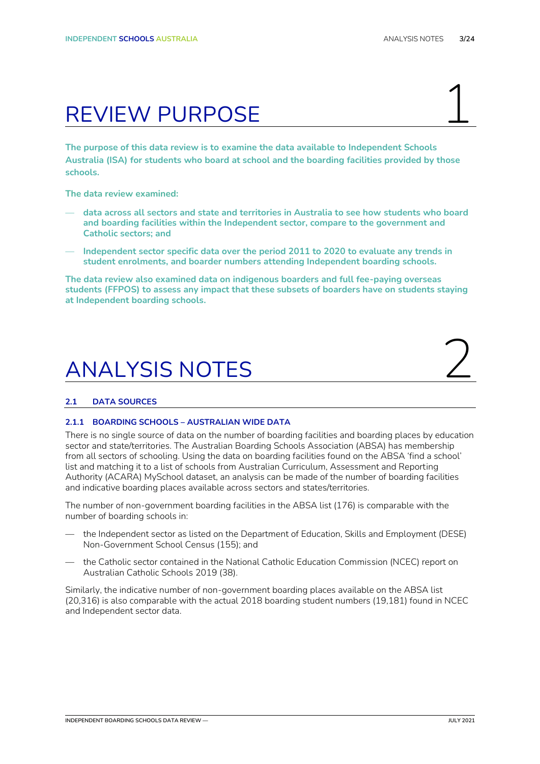# 1 REVIEW PURPOSE

**The purpose of this data review is to examine the data available to Independent Schools Australia (ISA) for students who board at school and the boarding facilities provided by those schools.**

**The data review examined:**

- **data across all sectors and state and territories in Australia to see how students who board and boarding facilities within the Independent sector, compare to the government and Catholic sectors; and**
- **Independent sector specific data over the period 2011 to 2020 to evaluate any trends in student enrolments, and boarder numbers attending Independent boarding schools.**

**The data review also examined data on indigenous boarders and full fee-paying overseas students (FFPOS) to assess any impact that these subsets of boarders have on students staying at Independent boarding schools.**

# 2 ANALYSIS NOTES

## 2.1 DATA SOURCES

### 2.1.1 BOARDING SCHOOLS – AUSTRALIAN WIDE DATA

There is no single source of data on the number of boarding facilities and boarding places by education sector and state/territories. The Australian Boarding Schools Association (ABSA) has membership from all sectors of schooling. Using the data on boarding facilities found on the ABSA 'find a school' list and matching it to a list of schools from Australian Curriculum, Assessment and Reporting Authority (ACARA) MySchool dataset, an analysis can be made of the number of boarding facilities and indicative boarding places available across sectors and states/territories.

The number of non-government boarding facilities in the ABSA list (176) is comparable with the number of boarding schools in:

- the Independent sector as listed on the Department of Education, Skills and Employment (DESE) Non-Government School Census (155); and
- the Catholic sector contained in the National Catholic Education Commission (NCEC) report on Australian Catholic Schools 2019 (38).

Similarly, the indicative number of non-government boarding places available on the ABSA list (20,316) is also comparable with the actual 2018 boarding student numbers (19,181) found in NCEC and Independent sector data.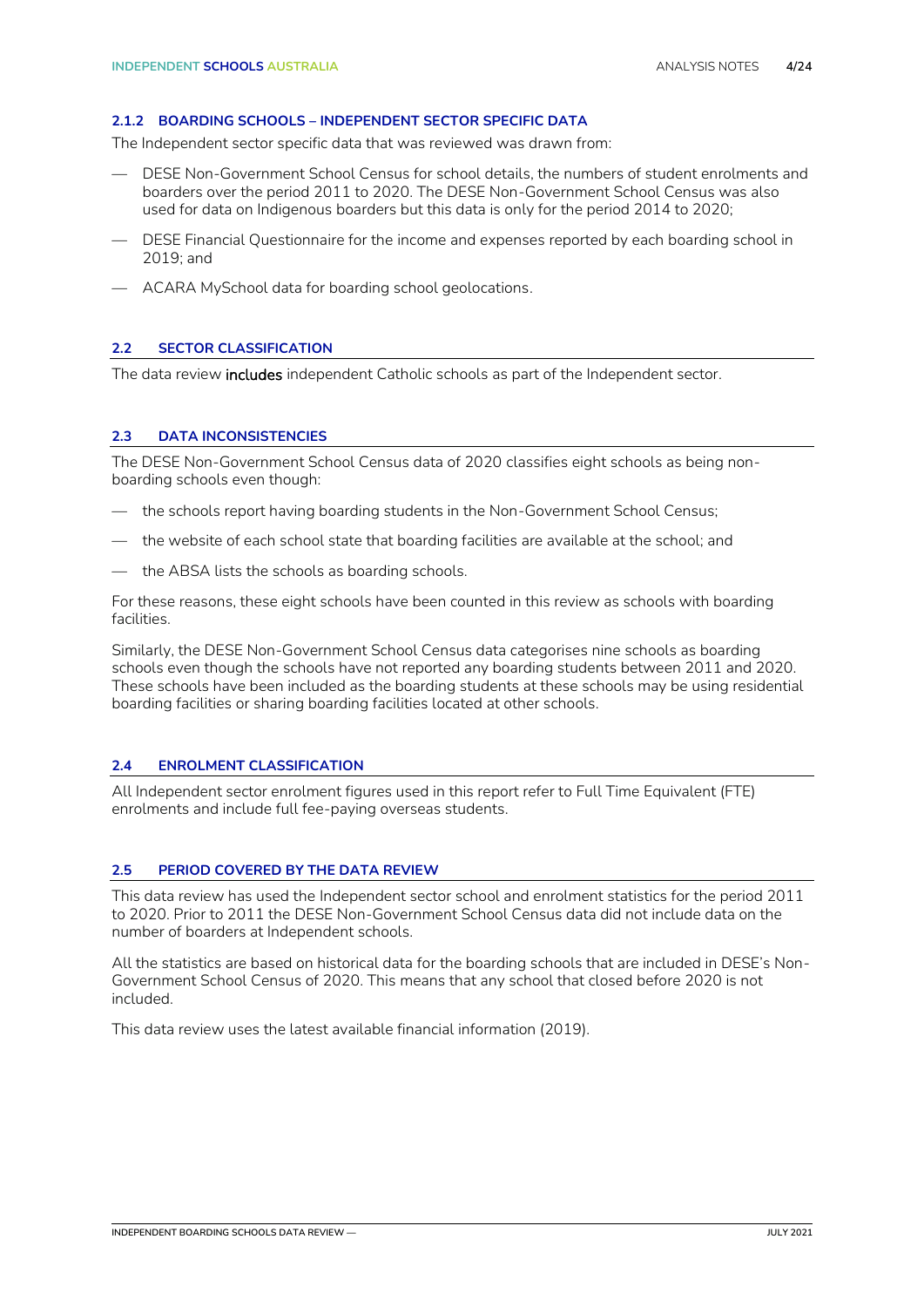### 2.1.2 BOARDING SCHOOLS – INDEPENDENT SECTOR SPECIFIC DATA

The Independent sector specific data that was reviewed was drawn from:

- DESE Non-Government School Census for school details, the numbers of student enrolments and boarders over the period 2011 to 2020. The DESE Non-Government School Census was also used for data on Indigenous boarders but this data is only for the period 2014 to 2020;
- DESE Financial Questionnaire for the income and expenses reported by each boarding school in 2019; and
- ACARA MySchool data for boarding school geolocations.

## 2.2 SECTOR CLASSIFICATION

The data review includes independent Catholic schools as part of the Independent sector.

## 2.3 DATA INCONSISTENCIES

The DESE Non-Government School Census data of 2020 classifies eight schools as being non-boarding schools even though:

- the schools report having boarding students in the Non-Government School Census;
- the website of each school state that boarding facilities are available at the school; and
- the ABSA lists the schools as boarding schools.

For these reasons, these eight schools have been counted in this review as schools with boarding facilities.

Similarly, the DESE Non-Government School Census data categorises nine schools as boarding schools even though the schools have not reported any boarding students between 2011 and 2020. These schools have been included as the boarding students at these schools may be using residential boarding facilities or sharing boarding facilities located at other schools.

## 2.4 ENROLMENT CLASSIFICATION

All Independent sector enrolment figures used in this report refer to Full Time Equivalent (FTE) enrolments and include full fee-paying overseas students.

## 2.5 PERIOD COVERED BY THE DATA REVIEW

This data review has used the Independent sector school and enrolment statistics for the period 2011 to 2020. Prior to 2011 the DESE Non-Government School Census data did not include data on the number of boarders at Independent schools.

All the statistics are based on historical data for the boarding schools that are included in DESE's Non-Government School Census of 2020. This means that any school that closed before 2020 is not included.

This data review uses the latest available financial information (2019).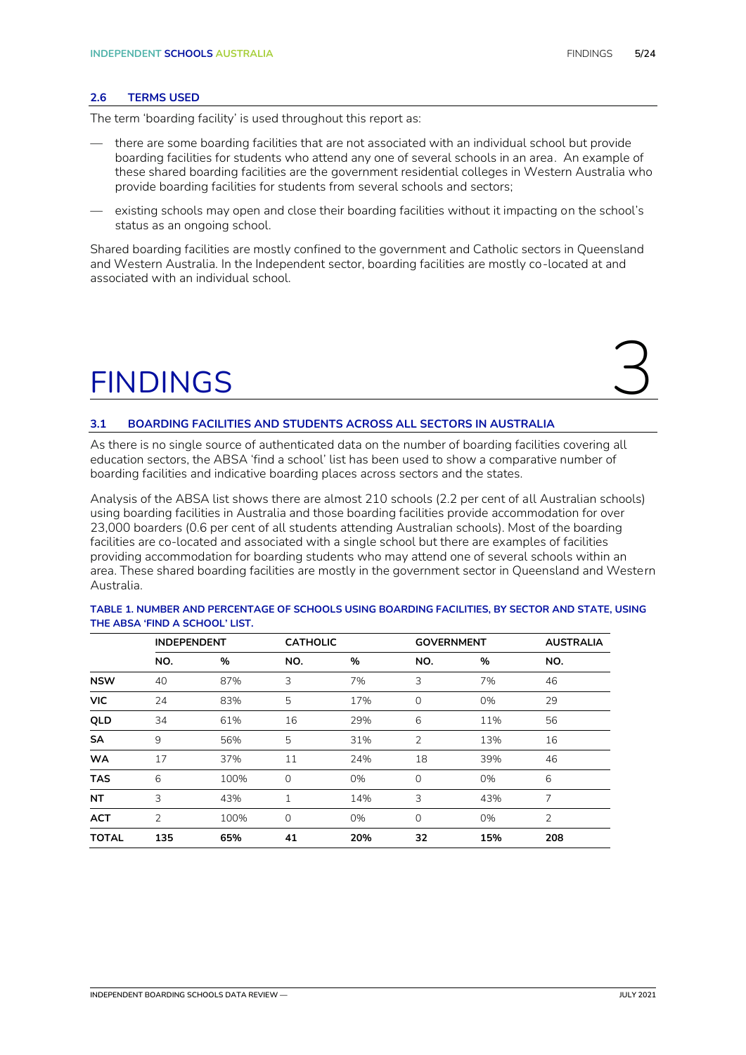### 2.6 TERMS USED

The term 'boarding facility' is used throughout this report as:

- there are some boarding facilities that are not associated with an individual school but provide boarding facilities for students who attend any one of several schools in an area. An example of these shared boarding facilities are the government residential colleges in Western Australia who provide boarding facilities for students from several schools and sectors;
- existing schools may open and close their boarding facilities without it impacting on the school's status as an ongoing school.

Shared boarding facilities are mostly confined to the government and Catholic sectors in Queensland and Western Australia. In the Independent sector, boarding facilities are mostly co-located at and associated with an individual school.

# FINDINGS 3

### 3.1 BOARDING FACILITIES AND STUDENTS ACROSS ALL SECTORS IN AUSTRALIA

As there is no single source of authenticated data on the number of boarding facilities covering all education sectors, the ABSA 'find a school' list has been used to show a comparative number of boarding facilities and indicative boarding places across sectors and the states.

Analysis of the ABSA list shows there are almost 210 schools (2.2 per cent of all Australian schools) using boarding facilities in Australia and those boarding facilities provide accommodation for over 23,000 boarders (0.6 per cent of all students attending Australian schools). Most of the boarding facilities are co-located and associated with a single school but there are examples of facilities providing accommodation for boarding students who may attend one of several schools within an area. These shared boarding facilities are mostly in the government sector in Queensland and Western Australia.

**TABLE 1. NUMBER AND PERCENTAGE OF SCHOOLS USING BOARDING FACILITIES, BY SECTOR AND STATE, USING THE ABSA 'FIND A SCHOOL' LIST.**

| | INDEPENDENT | | CATHOLIC | | GOVERNMENT | | AUSTRALIA |
|---|---|---|---|---|---|---|---|
| | NO. | % | NO. | % | NO. | % | NO. |
| **NSW** | 40 | 87% | 3 | 7% | 3 | 7% | 46 |
| **VIC** | 24 | 83% | 5 | 17% | 0 | 0% | 29 |
| **QLD** | 34 | 61% | 16 | 29% | 6 | 11% | 56 |
| **SA** | 9 | 56% | 5 | 31% | 2 | 13% | 16 |
| **WA** | 17 | 37% | 11 | 24% | 18 | 39% | 46 |
| **TAS** | 6 | 100% | 0 | 0% | 0 | 0% | 6 |
| **NT** | 3 | 43% | 1 | 14% | 3 | 43% | 7 |
| **ACT** | 2 | 100% | 0 | 0% | 0 | 0% | 2 |
| **TOTAL** | **135** | **65%** | **41** | **20%** | **32** | **15%** | **208** |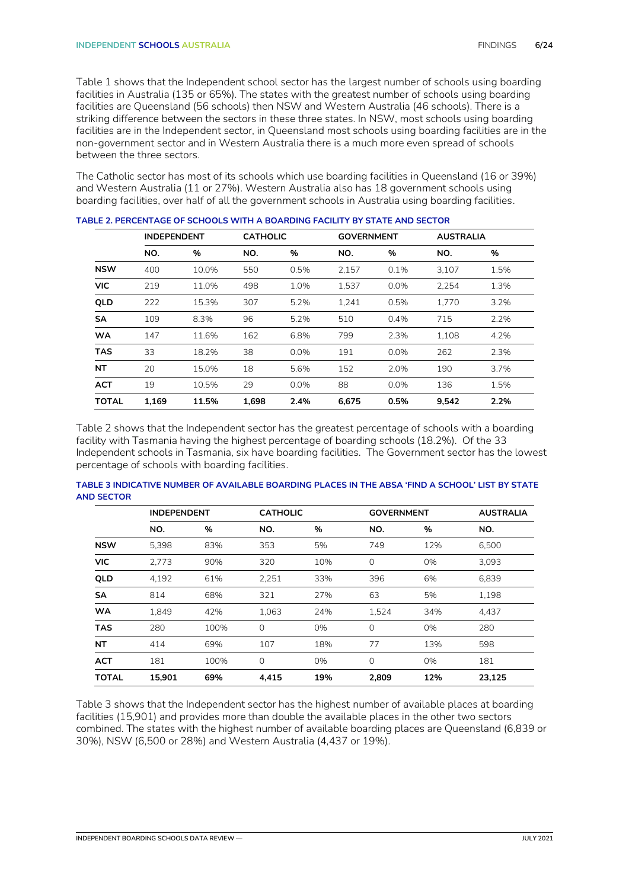Table 1 shows that the Independent school sector has the largest number of schools using boarding facilities in Australia (135 or 65%). The states with the greatest number of schools using boarding facilities are Queensland (56 schools) then NSW and Western Australia (46 schools). There is a striking difference between the sectors in these three states. In NSW, most schools using boarding facilities are in the Independent sector, in Queensland most schools using boarding facilities are in the non-government sector and in Western Australia there is a much more even spread of schools between the three sectors.

The Catholic sector has most of its schools which use boarding facilities in Queensland (16 or 39%) and Western Australia (11 or 27%). Western Australia also has 18 government schools using boarding facilities, over half of all the government schools in Australia using boarding facilities.

**TABLE 2. PERCENTAGE OF SCHOOLS WITH A BOARDING FACILITY BY STATE AND SECTOR**

| | INDEPENDENT | | CATHOLIC | | GOVERNMENT | | AUSTRALIA | |
|---|---|---|---|---|---|---|---|---|
| | NO. | % | NO. | % | NO. | % | NO. | % |
| **NSW** | 400 | 10.0% | 550 | 0.5% | 2,157 | 0.1% | 3,107 | 1.5% |
| **VIC** | 219 | 11.0% | 498 | 1.0% | 1,537 | 0.0% | 2,254 | 1.3% |
| **QLD** | 222 | 15.3% | 307 | 5.2% | 1,241 | 0.5% | 1,770 | 3.2% |
| **SA** | 109 | 8.3% | 96 | 5.2% | 510 | 0.4% | 715 | 2.2% |
| **WA** | 147 | 11.6% | 162 | 6.8% | 799 | 2.3% | 1,108 | 4.2% |
| **TAS** | 33 | 18.2% | 38 | 0.0% | 191 | 0.0% | 262 | 2.3% |
| **NT** | 20 | 15.0% | 18 | 5.6% | 152 | 2.0% | 190 | 3.7% |
| **ACT** | 19 | 10.5% | 29 | 0.0% | 88 | 0.0% | 136 | 1.5% |
| **TOTAL** | **1,169** | **11.5%** | **1,698** | **2.4%** | **6,675** | **0.5%** | **9,542** | **2.2%** |

Table 2 shows that the Independent sector has the greatest percentage of schools with a boarding facility with Tasmania having the highest percentage of boarding schools (18.2%). Of the 33 Independent schools in Tasmania, six have boarding facilities. The Government sector has the lowest percentage of schools with boarding facilities.

**TABLE 3 INDICATIVE NUMBER OF AVAILABLE BOARDING PLACES IN THE ABSA 'FIND A SCHOOL' LIST BY STATE AND SECTOR**

| | INDEPENDENT | | CATHOLIC | | GOVERNMENT | | AUSTRALIA |
|---|---|---|---|---|---|---|---|
| | NO. | % | NO. | % | NO. | % | NO. |
| **NSW** | 5,398 | 83% | 353 | 5% | 749 | 12% | 6,500 |
| **VIC** | 2,773 | 90% | 320 | 10% | 0 | 0% | 3,093 |
| **QLD** | 4,192 | 61% | 2,251 | 33% | 396 | 6% | 6,839 |
| **SA** | 814 | 68% | 321 | 27% | 63 | 5% | 1,198 |
| **WA** | 1,849 | 42% | 1,063 | 24% | 1,524 | 34% | 4,437 |
| **TAS** | 280 | 100% | 0 | 0% | 0 | 0% | 280 |
| **NT** | 414 | 69% | 107 | 18% | 77 | 13% | 598 |
| **ACT** | 181 | 100% | 0 | 0% | 0 | 0% | 181 |
| **TOTAL** | **15,901** | **69%** | **4,415** | **19%** | **2,809** | **12%** | **23,125** |

Table 3 shows that the Independent sector has the highest number of available places at boarding facilities (15,901) and provides more than double the available places in the other two sectors combined. The states with the highest number of available boarding places are Queensland (6,839 or 30%), NSW (6,500 or 28%) and Western Australia (4,437 or 19%).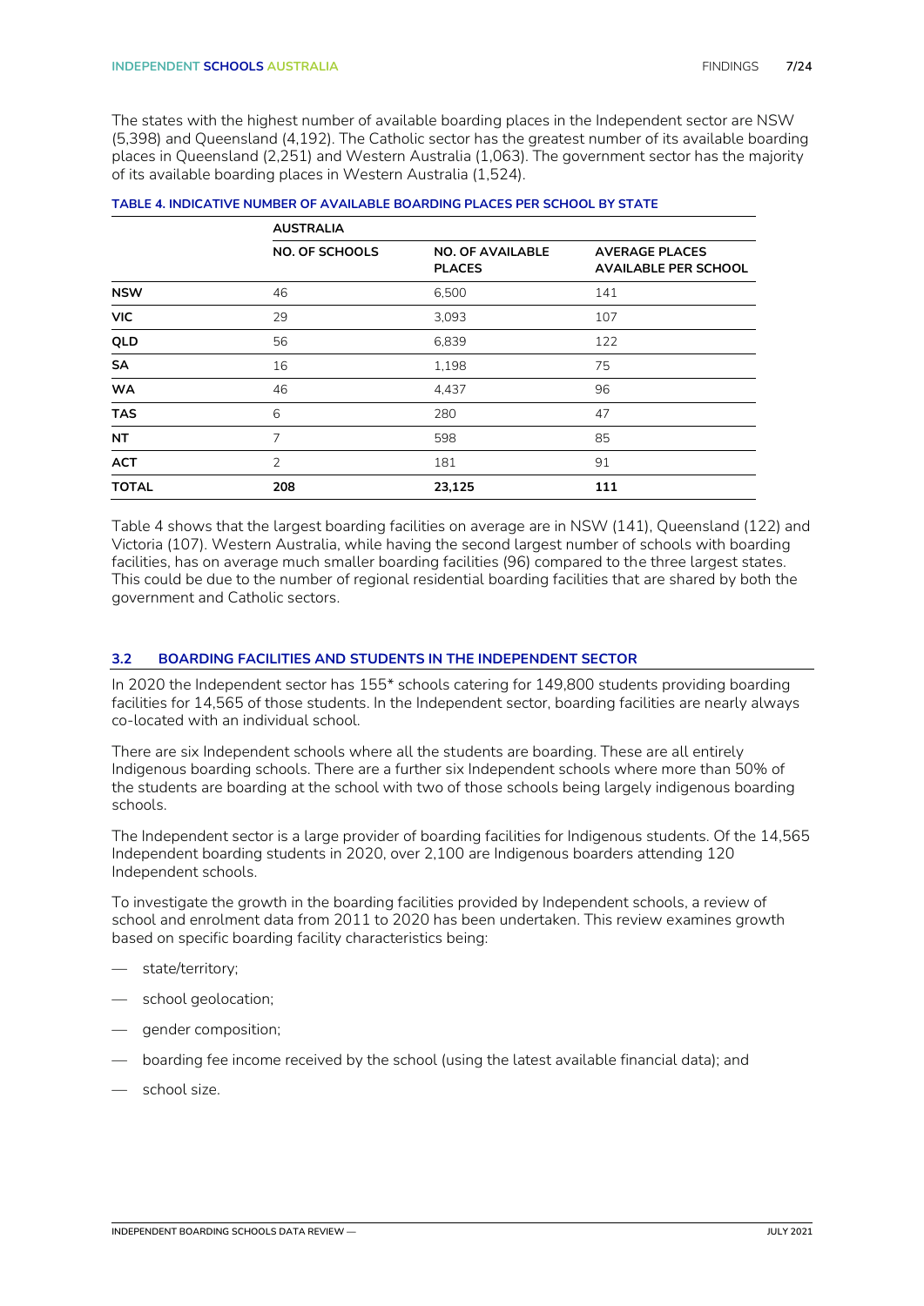The states with the highest number of available boarding places in the Independent sector are NSW (5,398) and Queensland (4,192). The Catholic sector has the greatest number of its available boarding places in Queensland (2,251) and Western Australia (1,063). The government sector has the majority of its available boarding places in Western Australia (1,524).

**TABLE 4. INDICATIVE NUMBER OF AVAILABLE BOARDING PLACES PER SCHOOL BY STATE**

| | AUSTRALIA | | |
|---|---|---|---|
| | **NO. OF SCHOOLS** | **NO. OF AVAILABLE PLACES** | **AVERAGE PLACES AVAILABLE PER SCHOOL** |
| **NSW** | 46 | 6,500 | 141 |
| **VIC** | 29 | 3,093 | 107 |
| **QLD** | 56 | 6,839 | 122 |
| **SA** | 16 | 1,198 | 75 |
| **WA** | 46 | 4,437 | 96 |
| **TAS** | 6 | 280 | 47 |
| **NT** | 7 | 598 | 85 |
| **ACT** | 2 | 181 | 91 |
| **TOTAL** | **208** | **23,125** | **111** |

Table 4 shows that the largest boarding facilities on average are in NSW (141), Queensland (122) and Victoria (107). Western Australia, while having the second largest number of schools with boarding facilities, has on average much smaller boarding facilities (96) compared to the three largest states. This could be due to the number of regional residential boarding facilities that are shared by both the government and Catholic sectors.

### 3.2 BOARDING FACILITIES AND STUDENTS IN THE INDEPENDENT SECTOR

In 2020 the Independent sector has 155* schools catering for 149,800 students providing boarding facilities for 14,565 of those students. In the Independent sector, boarding facilities are nearly always co-located with an individual school.

There are six Independent schools where all the students are boarding. These are all entirely Indigenous boarding schools. There are a further six Independent schools where more than 50% of the students are boarding at the school with two of those schools being largely indigenous boarding schools.

The Independent sector is a large provider of boarding facilities for Indigenous students. Of the 14,565 Independent boarding students in 2020, over 2,100 are Indigenous boarders attending 120 Independent schools.

To investigate the growth in the boarding facilities provided by Independent schools, a review of school and enrolment data from 2011 to 2020 has been undertaken. This review examines growth based on specific boarding facility characteristics being:

- state/territory;
- school geolocation;
- gender composition;
- boarding fee income received by the school (using the latest available financial data); and
- school size.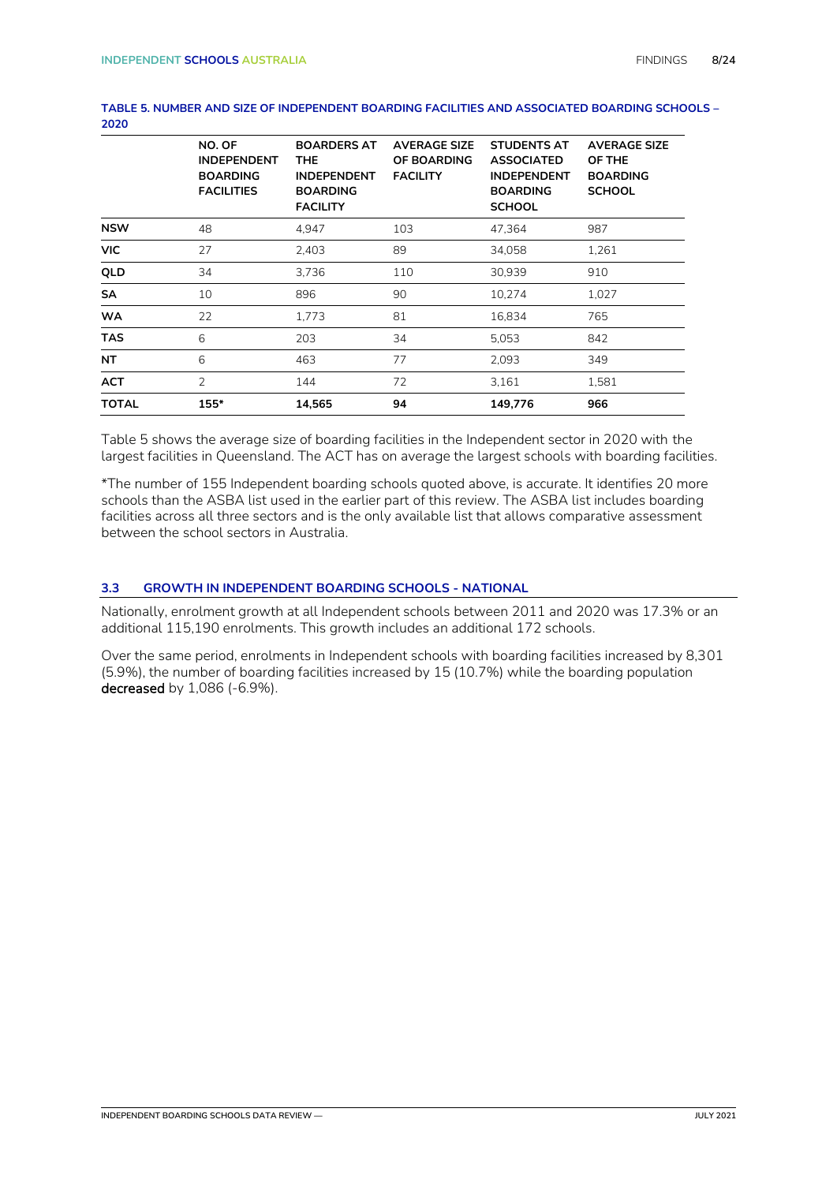**TABLE 5. NUMBER AND SIZE OF INDEPENDENT BOARDING FACILITIES AND ASSOCIATED BOARDING SCHOOLS – 2020**

| | NO. OF INDEPENDENT BOARDING FACILITIES | BOARDERS AT THE INDEPENDENT BOARDING FACILITY | AVERAGE SIZE OF BOARDING FACILITY | STUDENTS AT ASSOCIATED INDEPENDENT BOARDING SCHOOL | AVERAGE SIZE OF THE BOARDING SCHOOL |
|---|---|---|---|---|---|
| **NSW** | 48 | 4,947 | 103 | 47,364 | 987 |
| **VIC** | 27 | 2,403 | 89 | 34,058 | 1,261 |
| **QLD** | 34 | 3,736 | 110 | 30,939 | 910 |
| **SA** | 10 | 896 | 90 | 10,274 | 1,027 |
| **WA** | 22 | 1,773 | 81 | 16,834 | 765 |
| **TAS** | 6 | 203 | 34 | 5,053 | 842 |
| **NT** | 6 | 463 | 77 | 2,093 | 349 |
| **ACT** | 2 | 144 | 72 | 3,161 | 1,581 |
| **TOTAL** | **155*** | **14,565** | **94** | **149,776** | **966** |

Table 5 shows the average size of boarding facilities in the Independent sector in 2020 with the largest facilities in Queensland. The ACT has on average the largest schools with boarding facilities.

*The number of 155 Independent boarding schools quoted above, is accurate. It identifies 20 more schools than the ASBA list used in the earlier part of this review. The ASBA list includes boarding facilities across all three sectors and is the only available list that allows comparative assessment between the school sectors in Australia.

### 3.3 GROWTH IN INDEPENDENT BOARDING SCHOOLS - NATIONAL

Nationally, enrolment growth at all Independent schools between 2011 and 2020 was 17.3% or an additional 115,190 enrolments. This growth includes an additional 172 schools.

Over the same period, enrolments in Independent schools with boarding facilities increased by 8,301 (5.9%), the number of boarding facilities increased by 15 (10.7%) while the boarding population **decreased** by 1,086 (-6.9%).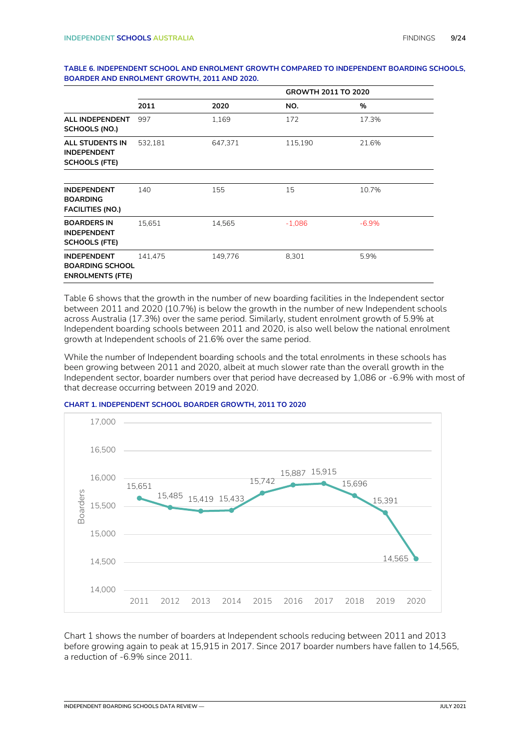**TABLE 6. INDEPENDENT SCHOOL AND ENROLMENT GROWTH COMPARED TO INDEPENDENT BOARDING SCHOOLS, BOARDER AND ENROLMENT GROWTH, 2011 AND 2020.**

| | | | GROWTH 2011 TO 2020 | |
|---|---|---|---|---|
| | **2011** | **2020** | **NO.** | **%** |
| **ALL INDEPENDENT SCHOOLS (NO.)** | 997 | 1,169 | 172 | 17.3% |
| **ALL STUDENTS IN INDEPENDENT SCHOOLS (FTE)** | 532,181 | 647,371 | 115,190 | 21.6% |
| | | | | |
| **INDEPENDENT BOARDING FACILITIES (NO.)** | 140 | 155 | 15 | 10.7% |
| **BOARDERS IN INDEPENDENT SCHOOLS (FTE)** | 15,651 | 14,565 | -1,086 | -6.9% |
| **INDEPENDENT BOARDING SCHOOL ENROLMENTS (FTE)** | 141,475 | 149,776 | 8,301 | 5.9% |

Table 6 shows that the growth in the number of new boarding facilities in the Independent sector between 2011 and 2020 (10.7%) is below the growth in the number of new Independent schools across Australia (17.3%) over the same period. Similarly, student enrolment growth of 5.9% at Independent boarding schools between 2011 and 2020, is also well below the national enrolment growth at Independent schools of 21.6% over the same period.

While the number of Independent boarding schools and the total enrolments in these schools has been growing between 2011 and 2020, albeit at much slower rate than the overall growth in the Independent sector, boarder numbers over that period have decreased by 1,086 or -6.9% with most of that decrease occurring between 2019 and 2020.

**CHART 1. INDEPENDENT SCHOOL BOARDER GROWTH, 2011 TO 2020**

| Year | Boarders |
|---|---|
| 2011 | 15,651 |
| 2012 | 15,485 |
| 2013 | 15,419 |
| 2014 | 15,433 |
| 2015 | 15,742 |
| 2016 | 15,887 |
| 2017 | 15,915 |
| 2018 | 15,696 |
| 2019 | 15,391 |
| 2020 | 14,565 |

Chart 1 shows the number of boarders at Independent schools reducing between 2011 and 2013 before growing again to peak at 15,915 in 2017. Since 2017 boarder numbers have fallen to 14,565, a reduction of -6.9% since 2011.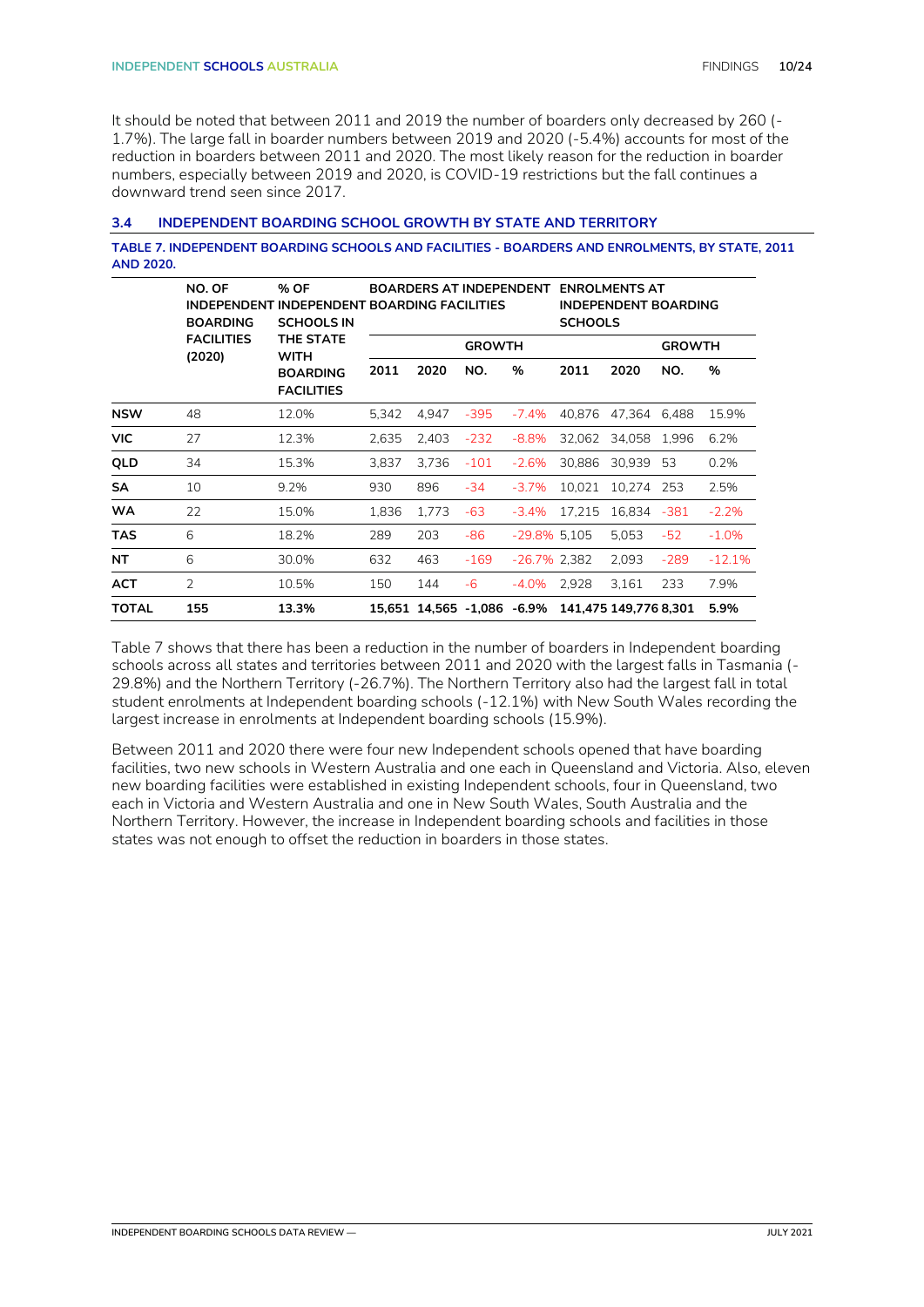It should be noted that between 2011 and 2019 the number of boarders only decreased by 260 (-1.7%). The large fall in boarder numbers between 2019 and 2020 (-5.4%) accounts for most of the reduction in boarders between 2011 and 2020. The most likely reason for the reduction in boarder numbers, especially between 2019 and 2020, is COVID-19 restrictions but the fall continues a downward trend seen since 2017.

### 3.4 INDEPENDENT BOARDING SCHOOL GROWTH BY STATE AND TERRITORY

**TABLE 7. INDEPENDENT BOARDING SCHOOLS AND FACILITIES - BOARDERS AND ENROLMENTS, BY STATE, 2011 AND 2020.**

| | NO. OF INDEPENDENT BOARDING FACILITIES (2020) | % OF INDEPENDENT SCHOOLS IN THE STATE WITH BOARDING FACILITIES | BOARDERS AT INDEPENDENT BOARDING FACILITIES | | | | ENROLMENTS AT INDEPENDENT BOARDING SCHOOLS | | | |
|---|---|---|---|---|---|---|---|---|---|---|
| | | | | | GROWTH | | | | GROWTH | |
| | | | 2011 | 2020 | NO. | % | 2011 | 2020 | NO. | % |
| **NSW** | 48 | 12.0% | 5,342 | 4,947 | -395 | -7.4% | 40,876 | 47,364 | 6,488 | 15.9% |
| **VIC** | 27 | 12.3% | 2,635 | 2,403 | -232 | -8.8% | 32,062 | 34,058 | 1,996 | 6.2% |
| **QLD** | 34 | 15.3% | 3,837 | 3,736 | -101 | -2.6% | 30,886 | 30,939 | 53 | 0.2% |
| **SA** | 10 | 9.2% | 930 | 896 | -34 | -3.7% | 10,021 | 10,274 | 253 | 2.5% |
| **WA** | 22 | 15.0% | 1,836 | 1,773 | -63 | -3.4% | 17,215 | 16,834 | -381 | -2.2% |
| **TAS** | 6 | 18.2% | 289 | 203 | -86 | -29.8% | 5,105 | 5,053 | -52 | -1.0% |
| **NT** | 6 | 30.0% | 632 | 463 | -169 | -26.7% | 2,382 | 2,093 | -289 | -12.1% |
| **ACT** | 2 | 10.5% | 150 | 144 | -6 | -4.0% | 2,928 | 3,161 | 233 | 7.9% |
| **TOTAL** | **155** | **13.3%** | **15,651** | **14,565** | **-1,086** | **-6.9%** | **141,475** | **149,776** | **8,301** | **5.9%** |

Table 7 shows that there has been a reduction in the number of boarders in Independent boarding schools across all states and territories between 2011 and 2020 with the largest falls in Tasmania (-29.8%) and the Northern Territory (-26.7%). The Northern Territory also had the largest fall in total student enrolments at Independent boarding schools (-12.1%) with New South Wales recording the largest increase in enrolments at Independent boarding schools (15.9%).

Between 2011 and 2020 there were four new Independent schools opened that have boarding facilities, two new schools in Western Australia and one each in Queensland and Victoria. Also, eleven new boarding facilities were established in existing Independent schools, four in Queensland, two each in Victoria and Western Australia and one in New South Wales, South Australia and the Northern Territory. However, the increase in Independent boarding schools and facilities in those states was not enough to offset the reduction in boarders in those states.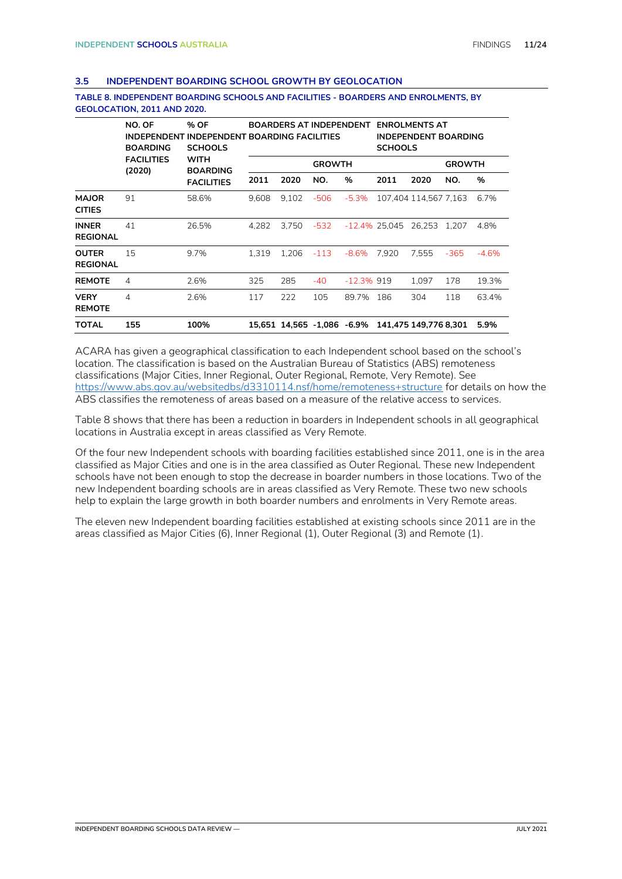### 3.5 INDEPENDENT BOARDING SCHOOL GROWTH BY GEOLOCATION

**TABLE 8. INDEPENDENT BOARDING SCHOOLS AND FACILITIES - BOARDERS AND ENROLMENTS, BY GEOLOCATION, 2011 AND 2020.**

| | NO. OF INDEPENDENT BOARDING FACILITIES (2020) | % OF INDEPENDENT SCHOOLS WITH BOARDING FACILITIES | BOARDERS AT INDEPENDENT BOARDING FACILITIES | | | | ENROLMENTS AT INDEPENDENT BOARDING SCHOOLS | | | |
|---|---|---|---|---|---|---|---|---|---|---|
| | | | | | GROWTH | | | | GROWTH | |
| | | | 2011 | 2020 | NO. | % | 2011 | 2020 | NO. | % |
| **MAJOR CITIES** | 91 | 58.6% | 9,608 | 9,102 | -506 | -5.3% | 107,404 | 114,567 | 7,163 | 6.7% |
| **INNER REGIONAL** | 41 | 26.5% | 4,282 | 3,750 | -532 | -12.4% | 25,045 | 26,253 | 1,207 | 4.8% |
| **OUTER REGIONAL** | 15 | 9.7% | 1,319 | 1,206 | -113 | -8.6% | 7,920 | 7,555 | -365 | -4.6% |
| **REMOTE** | 4 | 2.6% | 325 | 285 | -40 | -12.3% | 919 | 1,097 | 178 | 19.3% |
| **VERY REMOTE** | 4 | 2.6% | 117 | 222 | 105 | 89.7% | 186 | 304 | 118 | 63.4% |
| **TOTAL** | **155** | **100%** | **15,651** | **14,565** | **-1,086** | **-6.9%** | **141,475** | **149,776** | **8,301** | **5.9%** |

ACARA has given a geographical classification to each Independent school based on the school's location. The classification is based on the Australian Bureau of Statistics (ABS) remoteness classifications (Major Cities, Inner Regional, Outer Regional, Remote, Very Remote). See https://www.abs.gov.au/websitedbs/d3310114.nsf/home/remoteness+structure for details on how the ABS classifies the remoteness of areas based on a measure of the relative access to services.

Table 8 shows that there has been a reduction in boarders in Independent schools in all geographical locations in Australia except in areas classified as Very Remote.

Of the four new Independent schools with boarding facilities established since 2011, one is in the area classified as Major Cities and one is in the area classified as Outer Regional. These new Independent schools have not been enough to stop the decrease in boarder numbers in those locations. Two of the new Independent boarding schools are in areas classified as Very Remote. These two new schools help to explain the large growth in both boarder numbers and enrolments in Very Remote areas.

The eleven new Independent boarding facilities established at existing schools since 2011 are in the areas classified as Major Cities (6), Inner Regional (1), Outer Regional (3) and Remote (1).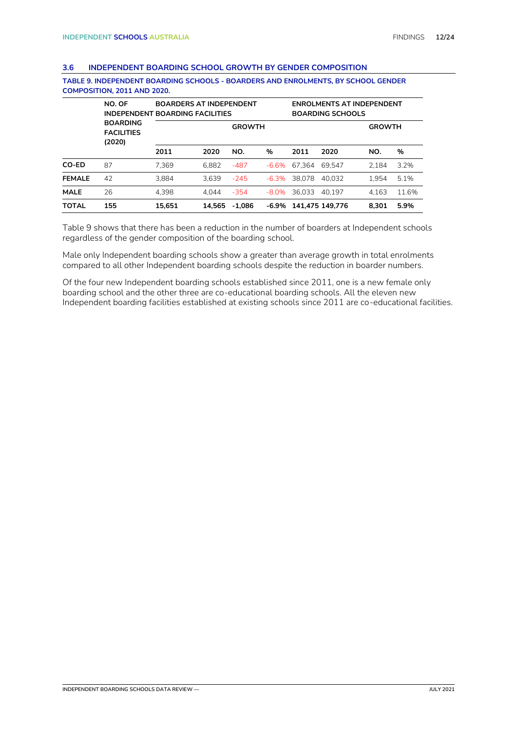### 3.6 INDEPENDENT BOARDING SCHOOL GROWTH BY GENDER COMPOSITION

**TABLE 9. INDEPENDENT BOARDING SCHOOLS - BOARDERS AND ENROLMENTS, BY SCHOOL GENDER COMPOSITION, 2011 AND 2020.**

| | NO. OF INDEPENDENT BOARDING FACILITIES (2020) | BOARDERS AT INDEPENDENT BOARDING FACILITIES | | | | ENROLMENTS AT INDEPENDENT BOARDING SCHOOLS | | | |
|---|---|---|---|---|---|---|---|---|---|
| | | | | GROWTH | | | | GROWTH | |
| | | 2011 | 2020 | NO. | % | 2011 | 2020 | NO. | % |
| **CO-ED** | 87 | 7,369 | 6,882 | -487 | -6.6% | 67,364 | 69,547 | 2,184 | 3.2% |
| **FEMALE** | 42 | 3,884 | 3,639 | -245 | -6.3% | 38,078 | 40,032 | 1,954 | 5.1% |
| **MALE** | 26 | 4,398 | 4,044 | -354 | -8.0% | 36,033 | 40,197 | 4,163 | 11.6% |
| **TOTAL** | **155** | **15,651** | **14,565** | **-1,086** | **-6.9%** | **141,475** | **149,776** | **8,301** | **5.9%** |

Table 9 shows that there has been a reduction in the number of boarders at Independent schools regardless of the gender composition of the boarding school.

Male only Independent boarding schools show a greater than average growth in total enrolments compared to all other Independent boarding schools despite the reduction in boarder numbers.

Of the four new Independent boarding schools established since 2011, one is a new female only boarding school and the other three are co-educational boarding schools. All the eleven new Independent boarding facilities established at existing schools since 2011 are co-educational facilities.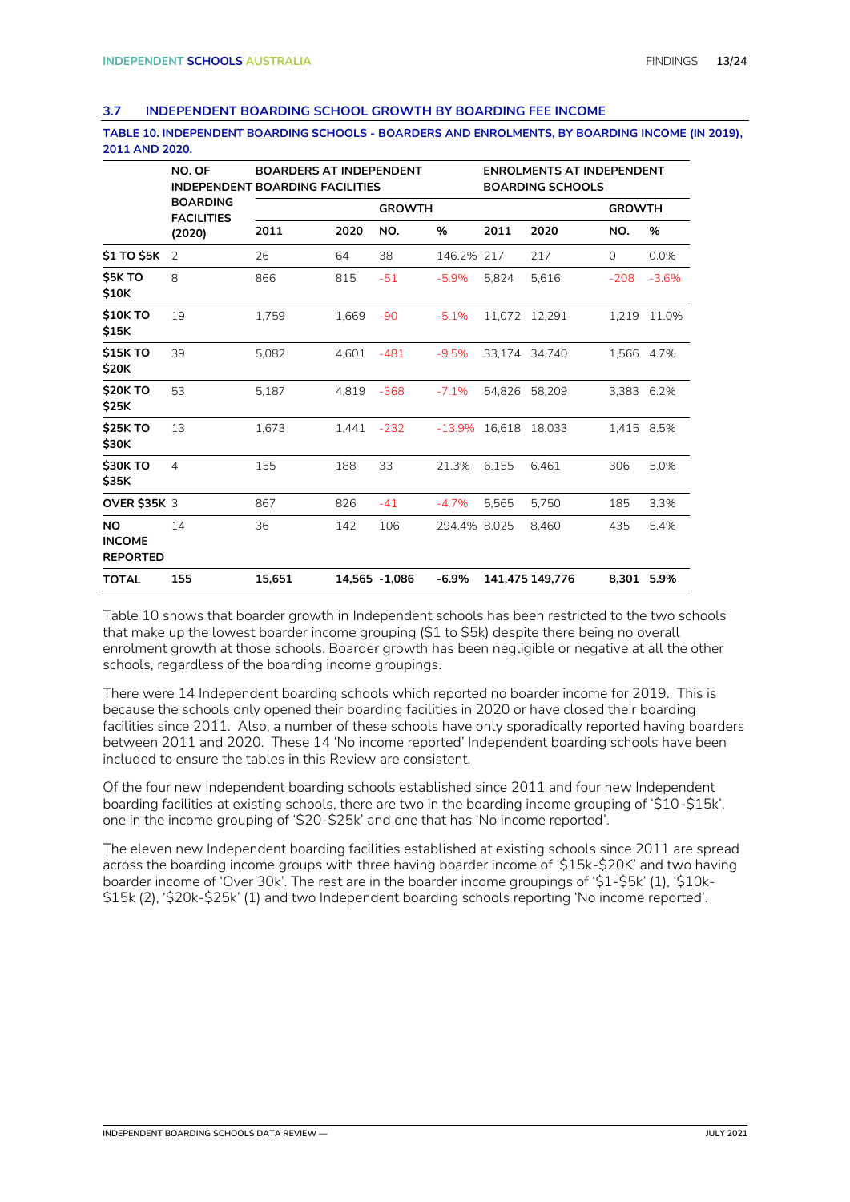### 3.7 INDEPENDENT BOARDING SCHOOL GROWTH BY BOARDING FEE INCOME

**TABLE 10. INDEPENDENT BOARDING SCHOOLS - BOARDERS AND ENROLMENTS, BY BOARDING INCOME (IN 2019), 2011 AND 2020.**

| | NO. OF INDEPENDENT BOARDING FACILITIES (2020) | BOARDERS AT INDEPENDENT BOARDING FACILITIES | | | | ENROLMENTS AT INDEPENDENT BOARDING SCHOOLS | | | |
|---|---|---|---|---|---|---|---|---|---|
| | | | | GROWTH | | | | GROWTH | |
| | | 2011 | 2020 | NO. | % | 2011 | 2020 | NO. | % |
| **$1 TO $5K** | 2 | 26 | 64 | 38 | 146.2% | 217 | 217 | 0 | 0.0% |
| **$5K TO $10K** | 8 | 866 | 815 | -51 | -5.9% | 5,824 | 5,616 | -208 | -3.6% |
| **$10K TO $15K** | 19 | 1,759 | 1,669 | -90 | -5.1% | 11,072 | 12,291 | 1,219 | 11.0% |
| **$15K TO $20K** | 39 | 5,082 | 4,601 | -481 | -9.5% | 33,174 | 34,740 | 1,566 | 4.7% |
| **$20K TO $25K** | 53 | 5,187 | 4,819 | -368 | -7.1% | 54,826 | 58,209 | 3,383 | 6.2% |
| **$25K TO $30K** | 13 | 1,673 | 1,441 | -232 | -13.9% | 16,618 | 18,033 | 1,415 | 8.5% |
| **$30K TO $35K** | 4 | 155 | 188 | 33 | 21.3% | 6,155 | 6,461 | 306 | 5.0% |
| **OVER $35K** | 3 | 867 | 826 | -41 | -4.7% | 5,565 | 5,750 | 185 | 3.3% |
| **NO INCOME REPORTED** | 14 | 36 | 142 | 106 | 294.4% | 8,025 | 8,460 | 435 | 5.4% |
| **TOTAL** | **155** | **15,651** | **14,565** | **-1,086** | **-6.9%** | **141,475** | **149,776** | **8,301** | **5.9%** |

Table 10 shows that boarder growth in Independent schools has been restricted to the two schools that make up the lowest boarder income grouping ($1 to $5k) despite there being no overall enrolment growth at those schools. Boarder growth has been negligible or negative at all the other schools, regardless of the boarding income groupings.

There were 14 Independent boarding schools which reported no boarder income for 2019. This is because the schools only opened their boarding facilities in 2020 or have closed their boarding facilities since 2011. Also, a number of these schools have only sporadically reported having boarders between 2011 and 2020. These 14 'No income reported' Independent boarding schools have been included to ensure the tables in this Review are consistent.

Of the four new Independent boarding schools established since 2011 and four new Independent boarding facilities at existing schools, there are two in the boarding income grouping of '$10-$15k', one in the income grouping of '$20-$25k' and one that has 'No income reported'.

The eleven new Independent boarding facilities established at existing schools since 2011 are spread across the boarding income groups with three having boarder income of '$15k-$20K' and two having boarder income of 'Over 30k'. The rest are in the boarder income groupings of '$1-$5k' (1), '$10k-$15k (2), '$20k-$25k' (1) and two Independent boarding schools reporting 'No income reported'.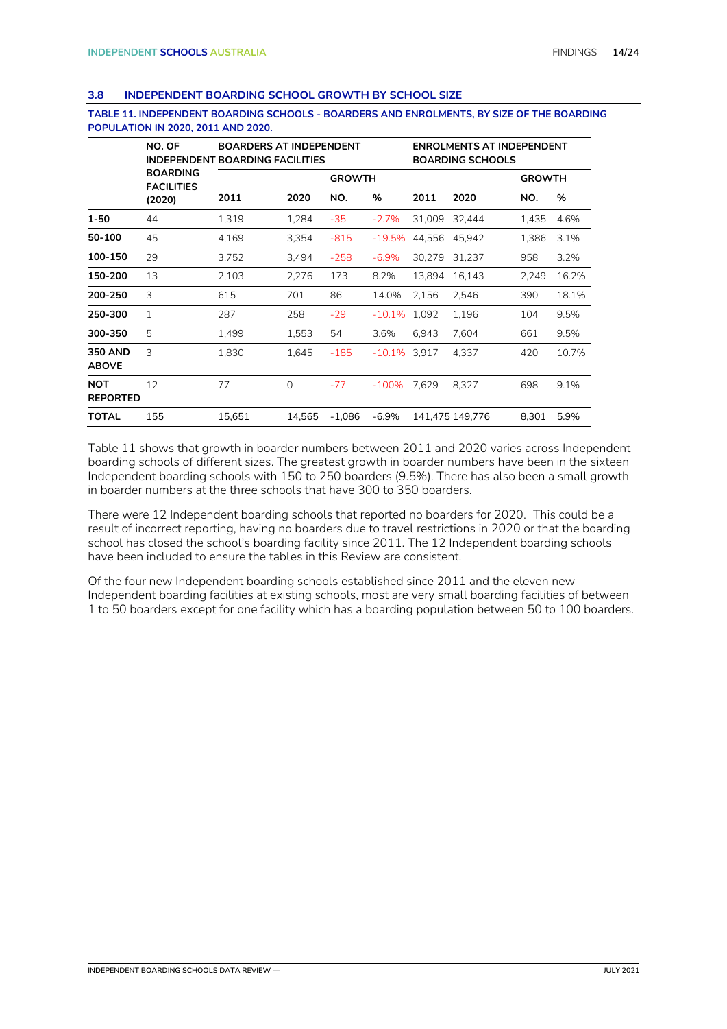### 3.8 INDEPENDENT BOARDING SCHOOL GROWTH BY SCHOOL SIZE

**TABLE 11. INDEPENDENT BOARDING SCHOOLS - BOARDERS AND ENROLMENTS, BY SIZE OF THE BOARDING POPULATION IN 2020, 2011 AND 2020.**

| | NO. OF INDEPENDENT BOARDING FACILITIES (2020) | BOARDERS AT INDEPENDENT BOARDING FACILITIES | | | | ENROLMENTS AT INDEPENDENT BOARDING SCHOOLS | | | |
|---|---|---|---|---|---|---|---|---|---|
| | | | | GROWTH | | | | GROWTH | |
| | | 2011 | 2020 | NO. | % | 2011 | 2020 | NO. | % |
| **1-50** | 44 | 1,319 | 1,284 | -35 | -2.7% | 31,009 | 32,444 | 1,435 | 4.6% |
| **50-100** | 45 | 4,169 | 3,354 | -815 | -19.5% | 44,556 | 45,942 | 1,386 | 3.1% |
| **100-150** | 29 | 3,752 | 3,494 | -258 | -6.9% | 30,279 | 31,237 | 958 | 3.2% |
| **150-200** | 13 | 2,103 | 2,276 | 173 | 8.2% | 13,894 | 16,143 | 2,249 | 16.2% |
| **200-250** | 3 | 615 | 701 | 86 | 14.0% | 2,156 | 2,546 | 390 | 18.1% |
| **250-300** | 1 | 287 | 258 | -29 | -10.1% | 1,092 | 1,196 | 104 | 9.5% |
| **300-350** | 5 | 1,499 | 1,553 | 54 | 3.6% | 6,943 | 7,604 | 661 | 9.5% |
| **350 AND ABOVE** | 3 | 1,830 | 1,645 | -185 | -10.1% | 3,917 | 4,337 | 420 | 10.7% |
| **NOT REPORTED** | 12 | 77 | 0 | -77 | -100% | 7,629 | 8,327 | 698 | 9.1% |
| **TOTAL** | 155 | 15,651 | 14,565 | -1,086 | -6.9% | 141,475 | 149,776 | 8,301 | 5.9% |

Table 11 shows that growth in boarder numbers between 2011 and 2020 varies across Independent boarding schools of different sizes. The greatest growth in boarder numbers have been in the sixteen Independent boarding schools with 150 to 250 boarders (9.5%). There has also been a small growth in boarder numbers at the three schools that have 300 to 350 boarders.

There were 12 Independent boarding schools that reported no boarders for 2020. This could be a result of incorrect reporting, having no boarders due to travel restrictions in 2020 or that the boarding school has closed the school's boarding facility since 2011. The 12 Independent boarding schools have been included to ensure the tables in this Review are consistent.

Of the four new Independent boarding schools established since 2011 and the eleven new Independent boarding facilities at existing schools, most are very small boarding facilities of between 1 to 50 boarders except for one facility which has a boarding population between 50 to 100 boarders.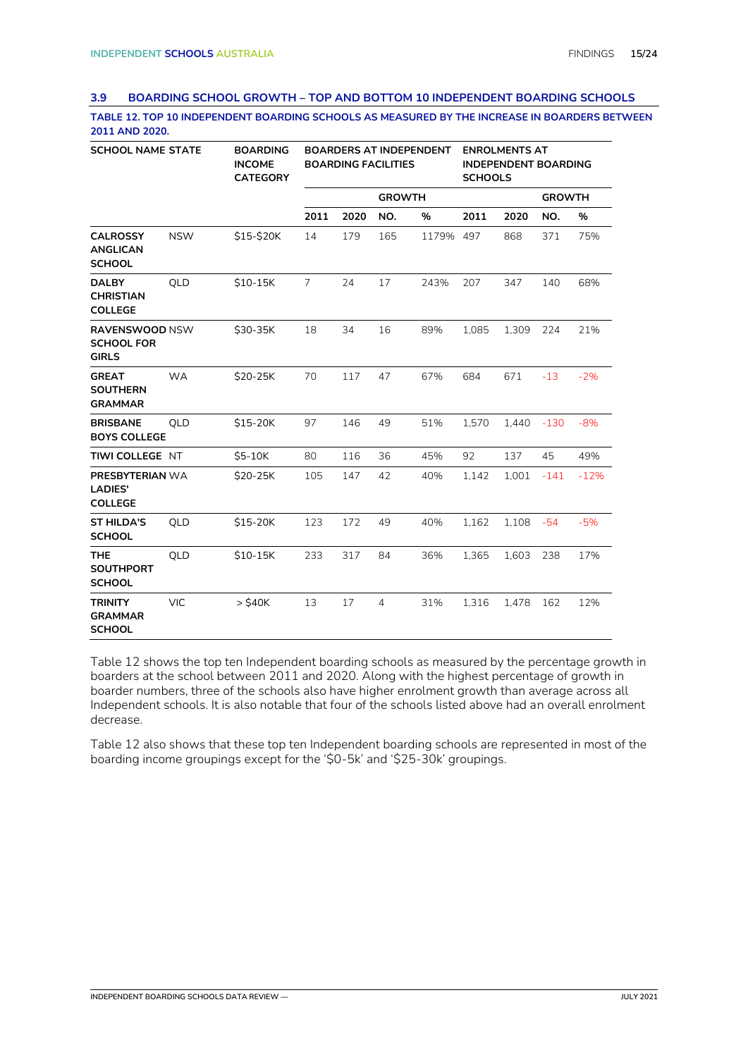### 3.9 BOARDING SCHOOL GROWTH – TOP AND BOTTOM 10 INDEPENDENT BOARDING SCHOOLS

**TABLE 12. TOP 10 INDEPENDENT BOARDING SCHOOLS AS MEASURED BY THE INCREASE IN BOARDERS BETWEEN 2011 AND 2020.**

| SCHOOL NAME | STATE | BOARDING INCOME CATEGORY | BOARDERS AT INDEPENDENT BOARDING FACILITIES | | | | ENROLMENTS AT INDEPENDENT BOARDING SCHOOLS | | | |
|---|---|---|---|---|---|---|---|---|---|---|
| | | | | | GROWTH | | | | GROWTH | |
| | | | 2011 | 2020 | NO. | % | 2011 | 2020 | NO. | % |
| CALROSSY ANGLICAN SCHOOL | NSW | $15-$20K | 14 | 179 | 165 | 1179% | 497 | 868 | 371 | 75% |
| DALBY CHRISTIAN COLLEGE | QLD | $10-15K | 7 | 24 | 17 | 243% | 207 | 347 | 140 | 68% |
| RAVENSWOOD SCHOOL FOR GIRLS | NSW | $30-35K | 18 | 34 | 16 | 89% | 1,085 | 1,309 | 224 | 21% |
| GREAT SOUTHERN GRAMMAR | WA | $20-25K | 70 | 117 | 47 | 67% | 684 | 671 | -13 | -2% |
| BRISBANE BOYS COLLEGE | QLD | $15-20K | 97 | 146 | 49 | 51% | 1,570 | 1,440 | -130 | -8% |
| TIWI COLLEGE | NT | $5-10K | 80 | 116 | 36 | 45% | 92 | 137 | 45 | 49% |
| PRESBYTERIAN LADIES' COLLEGE | WA | $20-25K | 105 | 147 | 42 | 40% | 1,142 | 1,001 | -141 | -12% |
| ST HILDA'S SCHOOL | QLD | $15-20K | 123 | 172 | 49 | 40% | 1,162 | 1,108 | -54 | -5% |
| THE SOUTHPORT SCHOOL | QLD | $10-15K | 233 | 317 | 84 | 36% | 1,365 | 1,603 | 238 | 17% |
| TRINITY GRAMMAR SCHOOL | VIC | > $40K | 13 | 17 | 4 | 31% | 1,316 | 1,478 | 162 | 12% |

Table 12 shows the top ten Independent boarding schools as measured by the percentage growth in boarders at the school between 2011 and 2020. Along with the highest percentage of growth in boarder numbers, three of the schools also have higher enrolment growth than average across all Independent schools. It is also notable that four of the schools listed above had an overall enrolment decrease.

Table 12 also shows that these top ten Independent boarding schools are represented in most of the boarding income groupings except for the '$0-5k' and '$25-30k' groupings.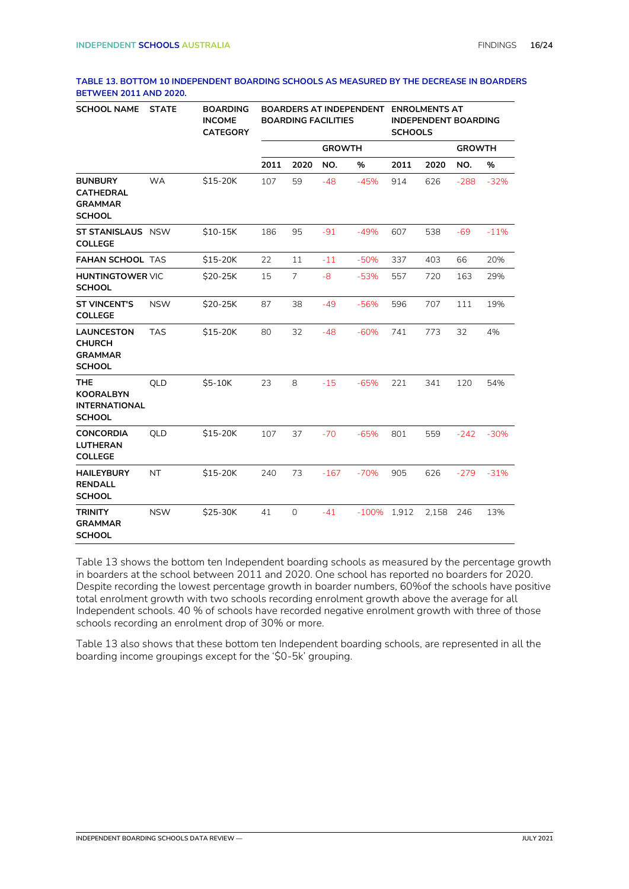**TABLE 13. BOTTOM 10 INDEPENDENT BOARDING SCHOOLS AS MEASURED BY THE DECREASE IN BOARDERS BETWEEN 2011 AND 2020.**

| SCHOOL NAME | STATE | BOARDING INCOME CATEGORY | BOARDERS AT INDEPENDENT BOARDING FACILITIES | | | | ENROLMENTS AT INDEPENDENT BOARDING SCHOOLS | | | |
|---|---|---|---|---|---|---|---|---|---|---|
| | | | | | GROWTH | | | | GROWTH | |
| | | | 2011 | 2020 | NO. | % | 2011 | 2020 | NO. | % |
| BUNBURY CATHEDRAL GRAMMAR SCHOOL | WA | $15-20K | 107 | 59 | -48 | -45% | 914 | 626 | -288 | -32% |
| ST STANISLAUS COLLEGE | NSW | $10-15K | 186 | 95 | -91 | -49% | 607 | 538 | -69 | -11% |
| FAHAN SCHOOL | TAS | $15-20K | 22 | 11 | -11 | -50% | 337 | 403 | 66 | 20% |
| HUNTINGTOWER SCHOOL | VIC | $20-25K | 15 | 7 | -8 | -53% | 557 | 720 | 163 | 29% |
| ST VINCENT'S COLLEGE | NSW | $20-25K | 87 | 38 | -49 | -56% | 596 | 707 | 111 | 19% |
| LAUNCESTON CHURCH GRAMMAR SCHOOL | TAS | $15-20K | 80 | 32 | -48 | -60% | 741 | 773 | 32 | 4% |
| THE KOORALBYN INTERNATIONAL SCHOOL | QLD | $5-10K | 23 | 8 | -15 | -65% | 221 | 341 | 120 | 54% |
| CONCORDIA LUTHERAN COLLEGE | QLD | $15-20K | 107 | 37 | -70 | -65% | 801 | 559 | -242 | -30% |
| HAILEYBURY RENDALL SCHOOL | NT | $15-20K | 240 | 73 | -167 | -70% | 905 | 626 | -279 | -31% |
| TRINITY GRAMMAR SCHOOL | NSW | $25-30K | 41 | 0 | -41 | -100% | 1,912 | 2,158 | 246 | 13% |

Table 13 shows the bottom ten Independent boarding schools as measured by the percentage growth in boarders at the school between 2011 and 2020. One school has reported no boarders for 2020. Despite recording the lowest percentage growth in boarder numbers, 60%of the schools have positive total enrolment growth with two schools recording enrolment growth above the average for all Independent schools. 40 % of schools have recorded negative enrolment growth with three of those schools recording an enrolment drop of 30% or more.

Table 13 also shows that these bottom ten Independent boarding schools, are represented in all the boarding income groupings except for the '$0-5k' grouping.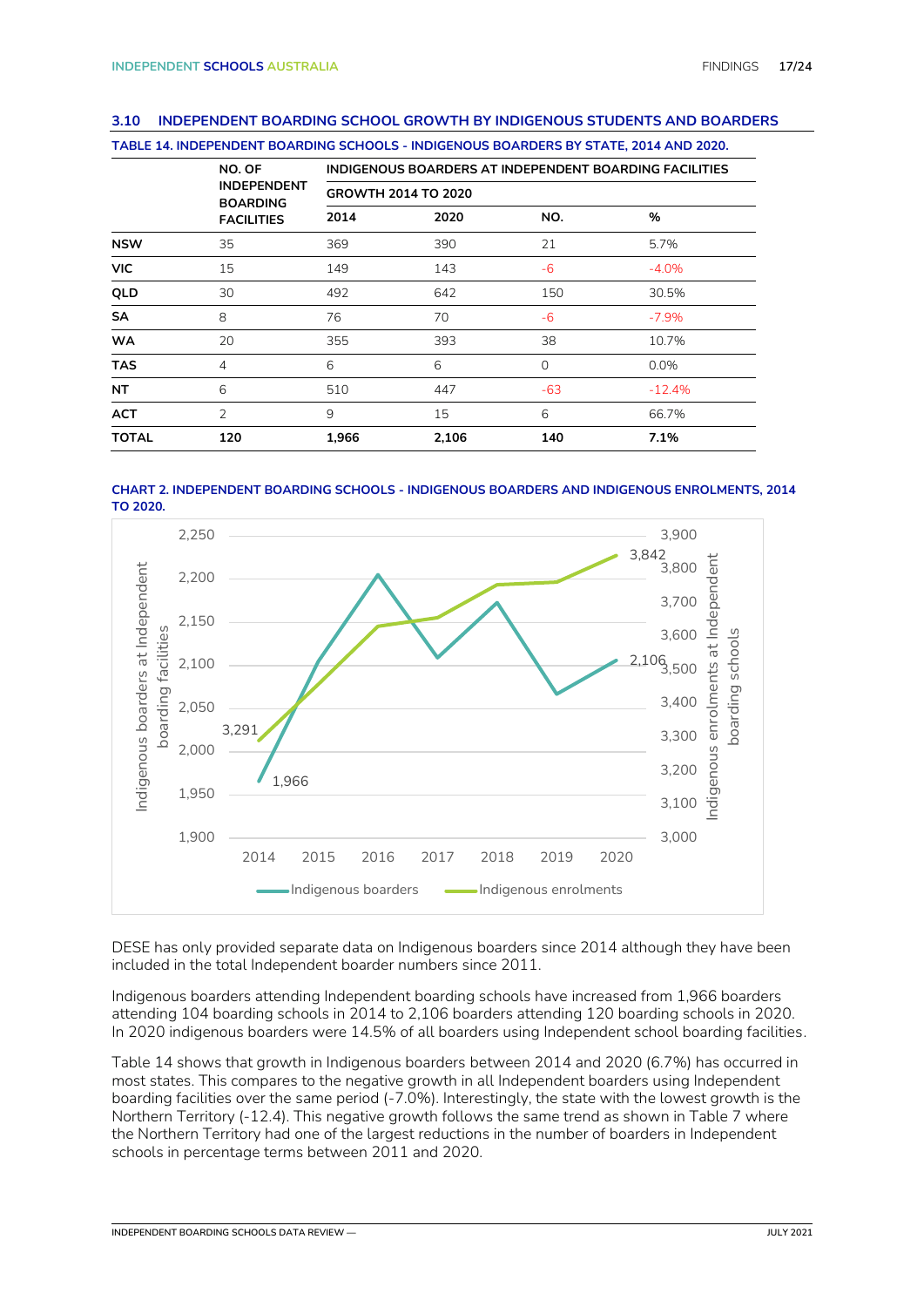## 3.10 INDEPENDENT BOARDING SCHOOL GROWTH BY INDIGENOUS STUDENTS AND BOARDERS

**TABLE 14. INDEPENDENT BOARDING SCHOOLS - INDIGENOUS BOARDERS BY STATE, 2014 AND 2020.**

| | NO. OF INDEPENDENT BOARDING FACILITIES | INDIGENOUS BOARDERS AT INDEPENDENT BOARDING FACILITIES | | | |
|---|---|---|---|---|---|
| | | | | GROWTH 2014 TO 2020 | |
| | | 2014 | 2020 | NO. | % |
| **NSW** | 35 | 369 | 390 | 21 | 5.7% |
| **VIC** | 15 | 149 | 143 | -6 | -4.0% |
| **QLD** | 30 | 492 | 642 | 150 | 30.5% |
| **SA** | 8 | 76 | 70 | -6 | -7.9% |
| **WA** | 20 | 355 | 393 | 38 | 10.7% |
| **TAS** | 4 | 6 | 6 | 0 | 0.0% |
| **NT** | 6 | 510 | 447 | -63 | -12.4% |
| **ACT** | 2 | 9 | 15 | 6 | 66.7% |
| **TOTAL** | **120** | **1,966** | **2,106** | **140** | **7.1%** |

**CHART 2. INDEPENDENT BOARDING SCHOOLS - INDIGENOUS BOARDERS AND INDIGENOUS ENROLMENTS, 2014 TO 2020.**

DESE has only provided separate data on Indigenous boarders since 2014 although they have been included in the total Independent boarder numbers since 2011.

Indigenous boarders attending Independent boarding schools have increased from 1,966 boarders attending 104 boarding schools in 2014 to 2,106 boarders attending 120 boarding schools in 2020. In 2020 indigenous boarders were 14.5% of all boarders using Independent school boarding facilities.

Table 14 shows that growth in Indigenous boarders between 2014 and 2020 (6.7%) has occurred in most states. This compares to the negative growth in all Independent boarders using Independent boarding facilities over the same period (-7.0%). Interestingly, the state with the lowest growth is the Northern Territory (-12.4). This negative growth follows the same trend as shown in Table 7 where the Northern Territory had one of the largest reductions in the number of boarders in Independent schools in percentage terms between 2011 and 2020.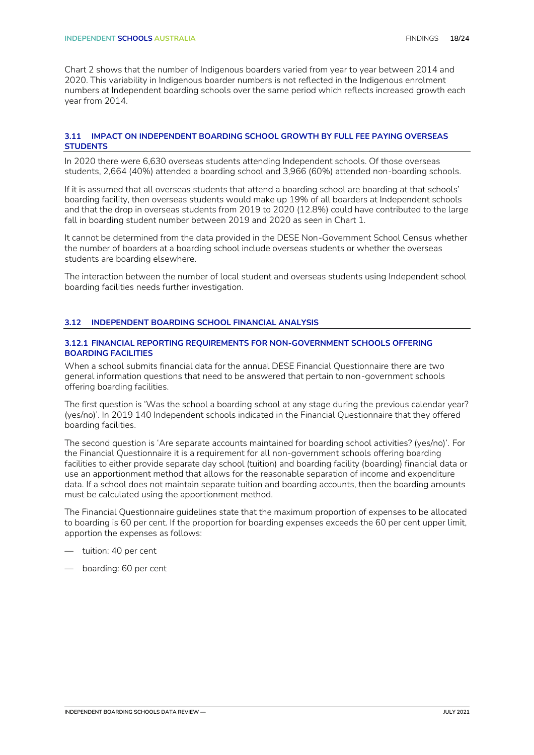Chart 2 shows that the number of Indigenous boarders varied from year to year between 2014 and 2020. This variability in Indigenous boarder numbers is not reflected in the Indigenous enrolment numbers at Independent boarding schools over the same period which reflects increased growth each year from 2014.

## 3.11 IMPACT ON INDEPENDENT BOARDING SCHOOL GROWTH BY FULL FEE PAYING OVERSEAS STUDENTS

In 2020 there were 6,630 overseas students attending Independent schools. Of those overseas students, 2,664 (40%) attended a boarding school and 3,966 (60%) attended non-boarding schools.

If it is assumed that all overseas students that attend a boarding school are boarding at that schools' boarding facility, then overseas students would make up 19% of all boarders at Independent schools and that the drop in overseas students from 2019 to 2020 (12.8%) could have contributed to the large fall in boarding student number between 2019 and 2020 as seen in Chart 1.

It cannot be determined from the data provided in the DESE Non-Government School Census whether the number of boarders at a boarding school include overseas students or whether the overseas students are boarding elsewhere.

The interaction between the number of local student and overseas students using Independent school boarding facilities needs further investigation.

## 3.12 INDEPENDENT BOARDING SCHOOL FINANCIAL ANALYSIS

### 3.12.1 FINANCIAL REPORTING REQUIREMENTS FOR NON-GOVERNMENT SCHOOLS OFFERING BOARDING FACILITIES

When a school submits financial data for the annual DESE Financial Questionnaire there are two general information questions that need to be answered that pertain to non-government schools offering boarding facilities.

The first question is 'Was the school a boarding school at any stage during the previous calendar year? (yes/no)'. In 2019 140 Independent schools indicated in the Financial Questionnaire that they offered boarding facilities.

The second question is 'Are separate accounts maintained for boarding school activities? (yes/no)'. For the Financial Questionnaire it is a requirement for all non-government schools offering boarding facilities to either provide separate day school (tuition) and boarding facility (boarding) financial data or use an apportionment method that allows for the reasonable separation of income and expenditure data. If a school does not maintain separate tuition and boarding accounts, then the boarding amounts must be calculated using the apportionment method.

The Financial Questionnaire guidelines state that the maximum proportion of expenses to be allocated to boarding is 60 per cent. If the proportion for boarding expenses exceeds the 60 per cent upper limit, apportion the expenses as follows:

- tuition: 40 per cent
- boarding: 60 per cent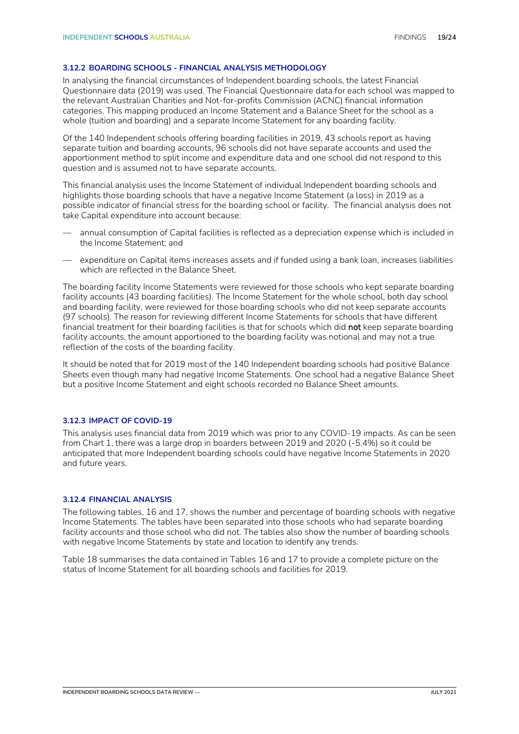### 3.12.2 BOARDING SCHOOLS - FINANCIAL ANALYSIS METHODOLOGY

In analysing the financial circumstances of Independent boarding schools, the latest Financial Questionnaire data (2019) was used. The Financial Questionnaire data for each school was mapped to the relevant Australian Charities and Not-for-profits Commission (ACNC) financial information categories. This mapping produced an Income Statement and a Balance Sheet for the school as a whole (tuition and boarding) and a separate Income Statement for any boarding facility.

Of the 140 Independent schools offering boarding facilities in 2019, 43 schools report as having separate tuition and boarding accounts, 96 schools did not have separate accounts and used the apportionment method to split income and expenditure data and one school did not respond to this question and is assumed not to have separate accounts.

This financial analysis uses the Income Statement of individual Independent boarding schools and highlights those boarding schools that have a negative Income Statement (a loss) in 2019 as a possible indicator of financial stress for the boarding school or facility. The financial analysis does not take Capital expenditure into account because:

- annual consumption of Capital facilities is reflected as a depreciation expense which is included in the Income Statement; and
- expenditure on Capital items increases assets and if funded using a bank loan, increases liabilities which are reflected in the Balance Sheet.

The boarding facility Income Statements were reviewed for those schools who kept separate boarding facility accounts (43 boarding facilities). The Income Statement for the whole school, both day school and boarding facility, were reviewed for those boarding schools who did not keep separate accounts (97 schools). The reason for reviewing different Income Statements for schools that have different financial treatment for their boarding facilities is that for schools which did **not** keep separate boarding facility accounts, the amount apportioned to the boarding facility was notional and may not a true reflection of the costs of the boarding facility.

It should be noted that for 2019 most of the 140 Independent boarding schools had positive Balance Sheets even though many had negative Income Statements. One school had a negative Balance Sheet but a positive Income Statement and eight schools recorded no Balance Sheet amounts.

### 3.12.3 IMPACT OF COVID-19

This analysis uses financial data from 2019 which was prior to any COVID-19 impacts. As can be seen from Chart 1, there was a large drop in boarders between 2019 and 2020 (-5.4%) so it could be anticipated that more Independent boarding schools could have negative Income Statements in 2020 and future years.

### 3.12.4 FINANCIAL ANALYSIS

The following tables, 16 and 17, shows the number and percentage of boarding schools with negative Income Statements. The tables have been separated into those schools who had separate boarding facility accounts and those school who did not. The tables also show the number of boarding schools with negative Income Statements by state and location to identify any trends.

Table 18 summarises the data contained in Tables 16 and 17 to provide a complete picture on the status of Income Statement for all boarding schools and facilities for 2019.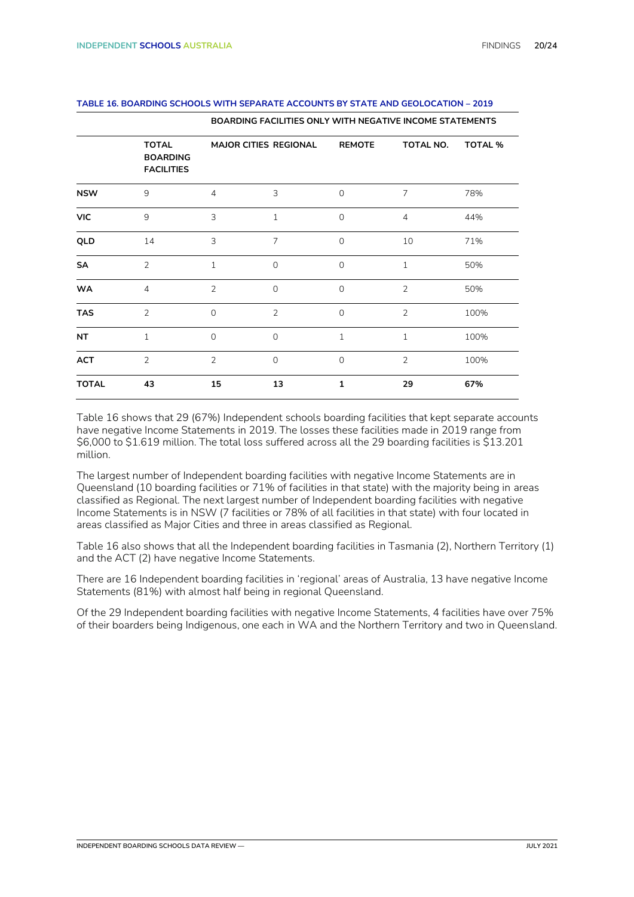**TABLE 16. BOARDING SCHOOLS WITH SEPARATE ACCOUNTS BY STATE AND GEOLOCATION – 2019**

| | | BOARDING FACILITIES ONLY WITH NEGATIVE INCOME STATEMENTS | | | | |
|---|---|---|---|---|---|---|
| | TOTAL BOARDING FACILITIES | MAJOR CITIES | REGIONAL | REMOTE | TOTAL NO. | TOTAL % |
| **NSW** | 9 | 4 | 3 | 0 | 7 | 78% |
| **VIC** | 9 | 3 | 1 | 0 | 4 | 44% |
| **QLD** | 14 | 3 | 7 | 0 | 10 | 71% |
| **SA** | 2 | 1 | 0 | 0 | 1 | 50% |
| **WA** | 4 | 2 | 0 | 0 | 2 | 50% |
| **TAS** | 2 | 0 | 2 | 0 | 2 | 100% |
| **NT** | 1 | 0 | 0 | 1 | 1 | 100% |
| **ACT** | 2 | 2 | 0 | 0 | 2 | 100% |
| **TOTAL** | **43** | **15** | **13** | **1** | **29** | **67%** |

Table 16 shows that 29 (67%) Independent schools boarding facilities that kept separate accounts have negative Income Statements in 2019. The losses these facilities made in 2019 range from \$6,000 to \$1.619 million. The total loss suffered across all the 29 boarding facilities is \$13.201 million.

The largest number of Independent boarding facilities with negative Income Statements are in Queensland (10 boarding facilities or 71% of facilities in that state) with the majority being in areas classified as Regional. The next largest number of Independent boarding facilities with negative Income Statements is in NSW (7 facilities or 78% of all facilities in that state) with four located in areas classified as Major Cities and three in areas classified as Regional.

Table 16 also shows that all the Independent boarding facilities in Tasmania (2), Northern Territory (1) and the ACT (2) have negative Income Statements.

There are 16 Independent boarding facilities in 'regional' areas of Australia, 13 have negative Income Statements (81%) with almost half being in regional Queensland.

Of the 29 Independent boarding facilities with negative Income Statements, 4 facilities have over 75% of their boarders being Indigenous, one each in WA and the Northern Territory and two in Queensland.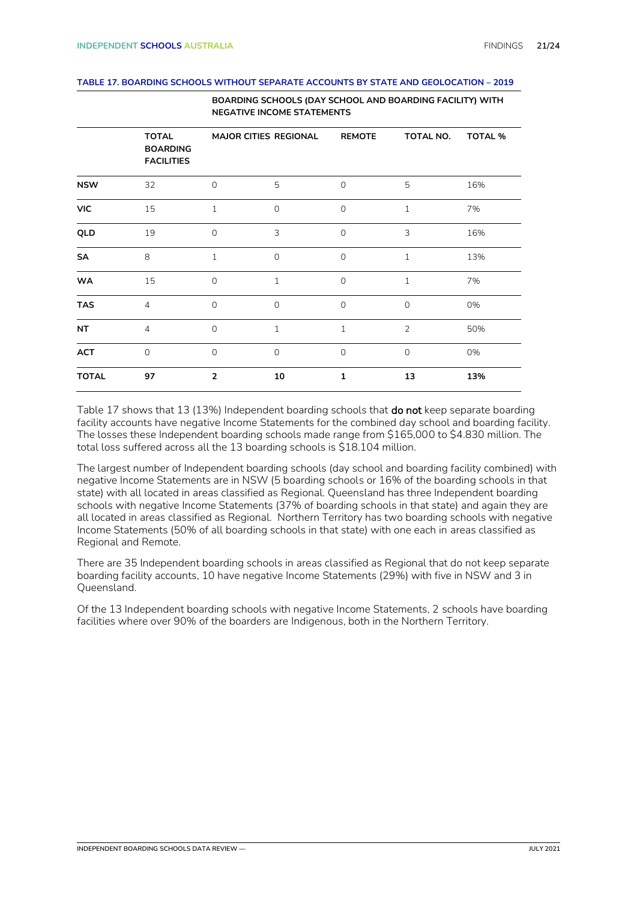**TABLE 17. BOARDING SCHOOLS WITHOUT SEPARATE ACCOUNTS BY STATE AND GEOLOCATION – 2019**

| | | BOARDING SCHOOLS (DAY SCHOOL AND BOARDING FACILITY) WITH NEGATIVE INCOME STATEMENTS | | | | |
|---|---|---|---|---|---|---|
| | **TOTAL BOARDING FACILITIES** | **MAJOR CITIES** | **REGIONAL** | **REMOTE** | **TOTAL NO.** | **TOTAL %** |
| **NSW** | 32 | 0 | 5 | 0 | 5 | 16% |
| **VIC** | 15 | 1 | 0 | 0 | 1 | 7% |
| **QLD** | 19 | 0 | 3 | 0 | 3 | 16% |
| **SA** | 8 | 1 | 0 | 0 | 1 | 13% |
| **WA** | 15 | 0 | 1 | 0 | 1 | 7% |
| **TAS** | 4 | 0 | 0 | 0 | 0 | 0% |
| **NT** | 4 | 0 | 1 | 1 | 2 | 50% |
| **ACT** | 0 | 0 | 0 | 0 | 0 | 0% |
| **TOTAL** | **97** | **2** | **10** | **1** | **13** | **13%** |

Table 17 shows that 13 (13%) Independent boarding schools that **do not** keep separate boarding facility accounts have negative Income Statements for the combined day school and boarding facility. The losses these Independent boarding schools made range from $165,000 to $4.830 million. The total loss suffered across all the 13 boarding schools is $18.104 million.

The largest number of Independent boarding schools (day school and boarding facility combined) with negative Income Statements are in NSW (5 boarding schools or 16% of the boarding schools in that state) with all located in areas classified as Regional. Queensland has three Independent boarding schools with negative Income Statements (37% of boarding schools in that state) and again they are all located in areas classified as Regional. Northern Territory has two boarding schools with negative Income Statements (50% of all boarding schools in that state) with one each in areas classified as Regional and Remote.

There are 35 Independent boarding schools in areas classified as Regional that do not keep separate boarding facility accounts, 10 have negative Income Statements (29%) with five in NSW and 3 in Queensland.

Of the 13 Independent boarding schools with negative Income Statements, 2 schools have boarding facilities where over 90% of the boarders are Indigenous, both in the Northern Territory.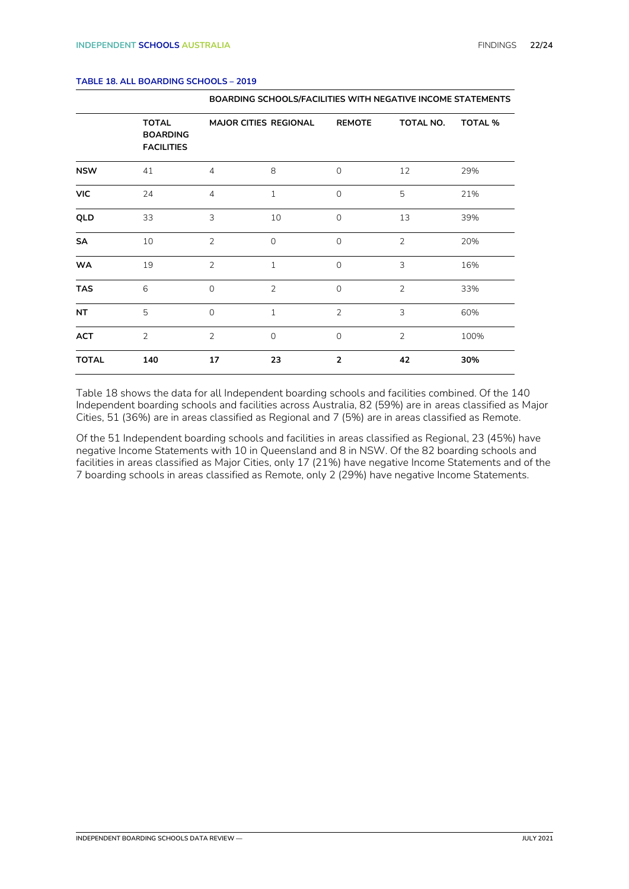**TABLE 18. ALL BOARDING SCHOOLS – 2019**

| | | BOARDING SCHOOLS/FACILITIES WITH NEGATIVE INCOME STATEMENTS | | | | |
|---|---|---|---|---|---|---|
| | **TOTAL BOARDING FACILITIES** | **MAJOR CITIES** | **REGIONAL** | **REMOTE** | **TOTAL NO.** | **TOTAL %** |
| **NSW** | 41 | 4 | 8 | 0 | 12 | 29% |
| **VIC** | 24 | 4 | 1 | 0 | 5 | 21% |
| **QLD** | 33 | 3 | 10 | 0 | 13 | 39% |
| **SA** | 10 | 2 | 0 | 0 | 2 | 20% |
| **WA** | 19 | 2 | 1 | 0 | 3 | 16% |
| **TAS** | 6 | 0 | 2 | 0 | 2 | 33% |
| **NT** | 5 | 0 | 1 | 2 | 3 | 60% |
| **ACT** | 2 | 2 | 0 | 0 | 2 | 100% |
| **TOTAL** | **140** | **17** | **23** | **2** | **42** | **30%** |

Table 18 shows the data for all Independent boarding schools and facilities combined. Of the 140 Independent boarding schools and facilities across Australia, 82 (59%) are in areas classified as Major Cities, 51 (36%) are in areas classified as Regional and 7 (5%) are in areas classified as Remote.

Of the 51 Independent boarding schools and facilities in areas classified as Regional, 23 (45%) have negative Income Statements with 10 in Queensland and 8 in NSW. Of the 82 boarding schools and facilities in areas classified as Major Cities, only 17 (21%) have negative Income Statements and of the 7 boarding schools in areas classified as Remote, only 2 (29%) have negative Income Statements.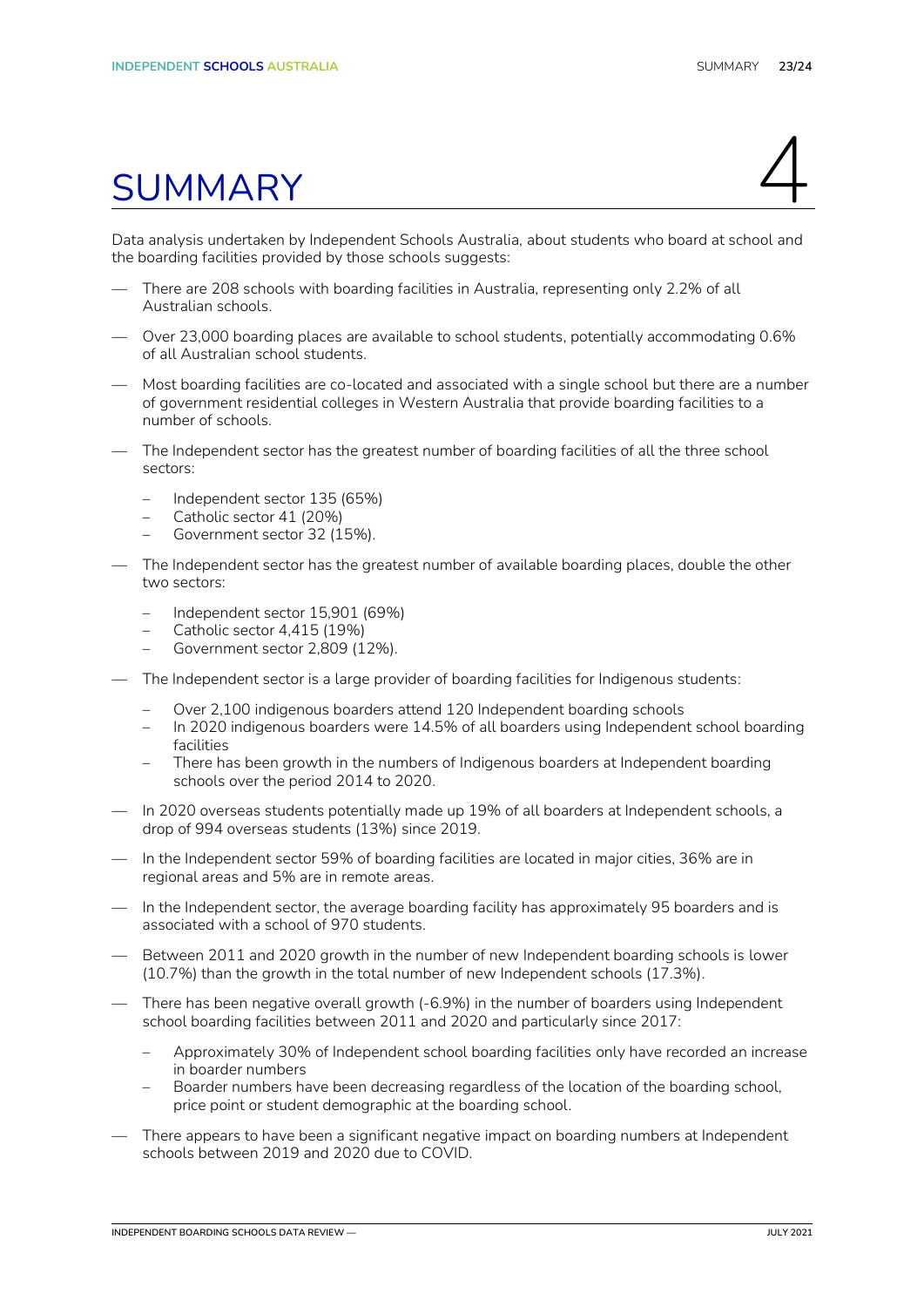# SUMMARY

4

Data analysis undertaken by Independent Schools Australia, about students who board at school and the boarding facilities provided by those schools suggests:

- There are 208 schools with boarding facilities in Australia, representing only 2.2% of all Australian schools.
- Over 23,000 boarding places are available to school students, potentially accommodating 0.6% of all Australian school students.
- Most boarding facilities are co-located and associated with a single school but there are a number of government residential colleges in Western Australia that provide boarding facilities to a number of schools.
- The Independent sector has the greatest number of boarding facilities of all the three school sectors:
  - Independent sector 135 (65%)
  - Catholic sector 41 (20%)
  - Government sector 32 (15%).
- The Independent sector has the greatest number of available boarding places, double the other two sectors:
  - Independent sector 15,901 (69%)
  - Catholic sector 4,415 (19%)
  - Government sector 2,809 (12%).
- The Independent sector is a large provider of boarding facilities for Indigenous students:
  - Over 2,100 indigenous boarders attend 120 Independent boarding schools
  - In 2020 indigenous boarders were 14.5% of all boarders using Independent school boarding facilities
  - There has been growth in the numbers of Indigenous boarders at Independent boarding schools over the period 2014 to 2020.
- In 2020 overseas students potentially made up 19% of all boarders at Independent schools, a drop of 994 overseas students (13%) since 2019.
- In the Independent sector 59% of boarding facilities are located in major cities, 36% are in regional areas and 5% are in remote areas.
- In the Independent sector, the average boarding facility has approximately 95 boarders and is associated with a school of 970 students.
- Between 2011 and 2020 growth in the number of new Independent boarding schools is lower (10.7%) than the growth in the total number of new Independent schools (17.3%).
- There has been negative overall growth (-6.9%) in the number of boarders using Independent school boarding facilities between 2011 and 2020 and particularly since 2017:
  - Approximately 30% of Independent school boarding facilities only have recorded an increase in boarder numbers
  - Boarder numbers have been decreasing regardless of the location of the boarding school, price point or student demographic at the boarding school.
- There appears to have been a significant negative impact on boarding numbers at Independent schools between 2019 and 2020 due to COVID.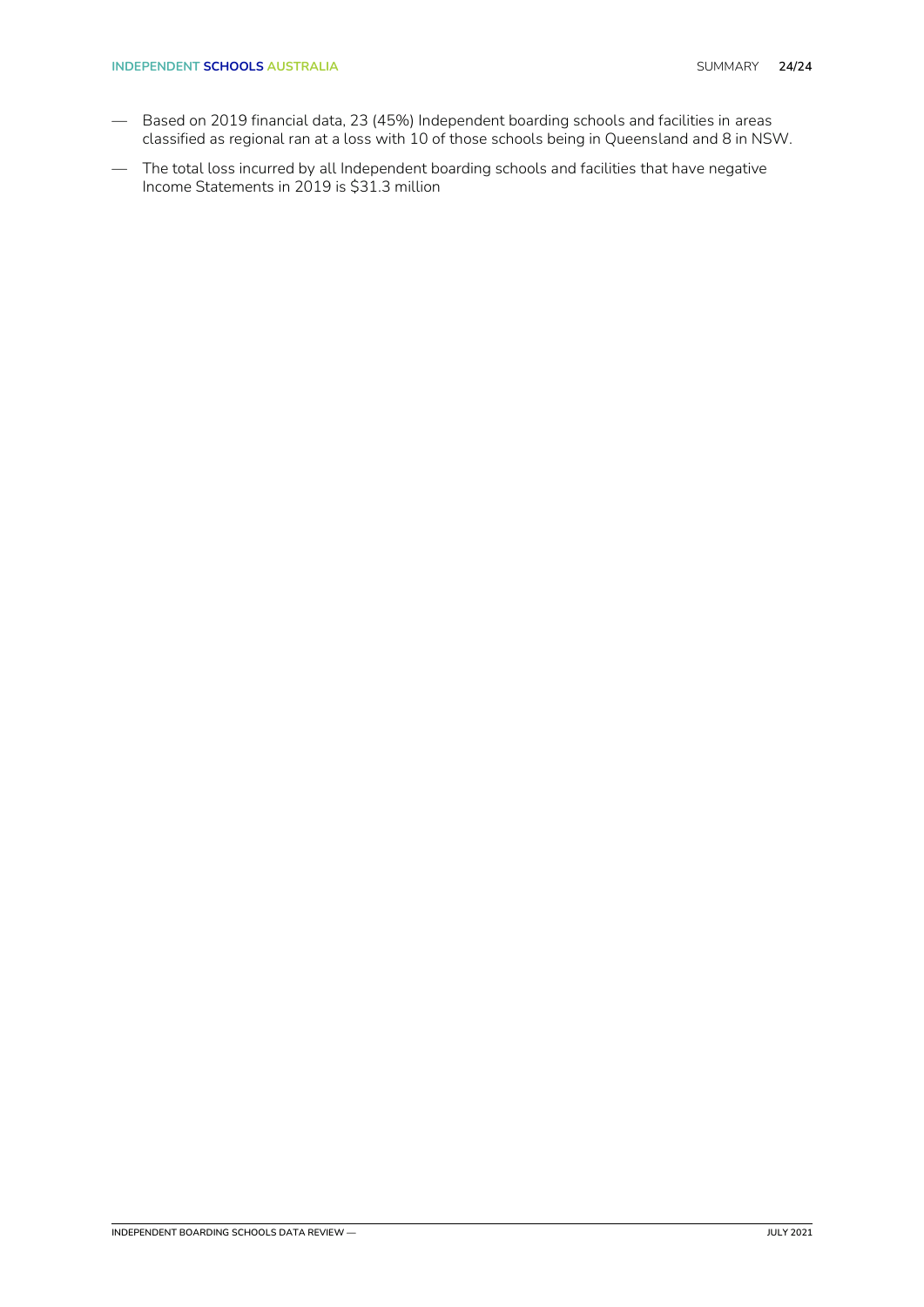- Based on 2019 financial data, 23 (45%) Independent boarding schools and facilities in areas classified as regional ran at a loss with 10 of those schools being in Queensland and 8 in NSW.
- The total loss incurred by all Independent boarding schools and facilities that have negative Income Statements in 2019 is $31.3 million